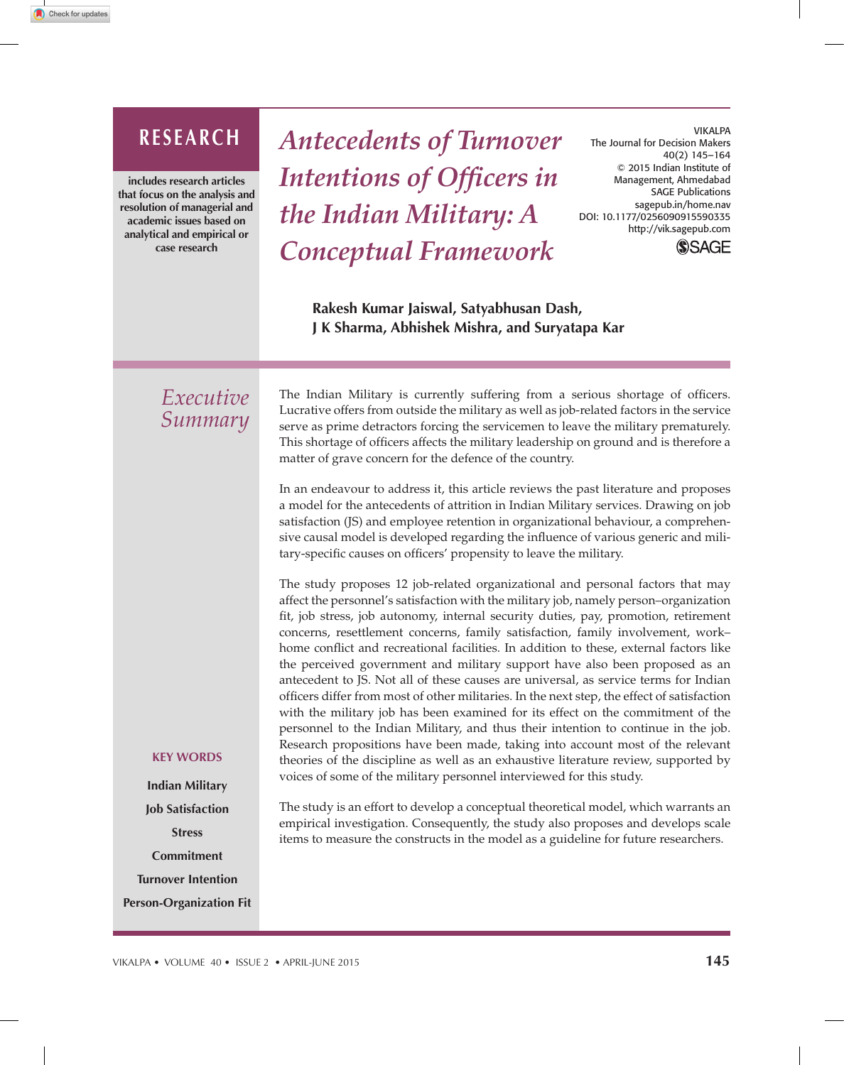# RESEARCH

includes research articles that focus on the analysis and resolution of managerial and academic issues based on analytical and empirical or case research

# *Antecedents of Turnover Intentions of Officers in the Indian Military: A Conceptual Framework*

VIKALPA
The Journal for Decision Makers
40(2) 145–164
© 2015 Indian Institute of Management, Ahmedabad
SAGE Publications
sagepub.in/home.nav
DOI: 10.1177/0256090915590335
http://vik.sagepub.com

**Rakesh Kumar Jaiswal, Satyabhusan Dash, J K Sharma, Abhishek Mishra, and Suryatapa Kar**

## *Executive Summary*

The Indian Military is currently suffering from a serious shortage of officers. Lucrative offers from outside the military as well as job-related factors in the service serve as prime detractors forcing the servicemen to leave the military prematurely. This shortage of officers affects the military leadership on ground and is therefore a matter of grave concern for the defence of the country.

In an endeavour to address it, this article reviews the past literature and proposes a model for the antecedents of attrition in Indian Military services. Drawing on job satisfaction (JS) and employee retention in organizational behaviour, a comprehensive causal model is developed regarding the influence of various generic and military-specific causes on officers' propensity to leave the military.

The study proposes 12 job-related organizational and personal factors that may affect the personnel's satisfaction with the military job, namely person–organization fit, job stress, job autonomy, internal security duties, pay, promotion, retirement concerns, resettlement concerns, family satisfaction, family involvement, work–home conflict and recreational facilities. In addition to these, external factors like the perceived government and military support have also been proposed as an antecedent to JS. Not all of these causes are universal, as service terms for Indian officers differ from most of other militaries. In the next step, the effect of satisfaction with the military job has been examined for its effect on the commitment of the personnel to the Indian Military, and thus their intention to continue in the job. Research propositions have been made, taking into account most of the relevant theories of the discipline as well as an exhaustive literature review, supported by voices of some of the military personnel interviewed for this study.

The study is an effort to develop a conceptual theoretical model, which warrants an empirical investigation. Consequently, the study also proposes and develops scale items to measure the constructs in the model as a guideline for future researchers.

**KEY WORDS**

Indian Military

Job Satisfaction

Stress

Commitment

Turnover Intention

Person-Organization Fit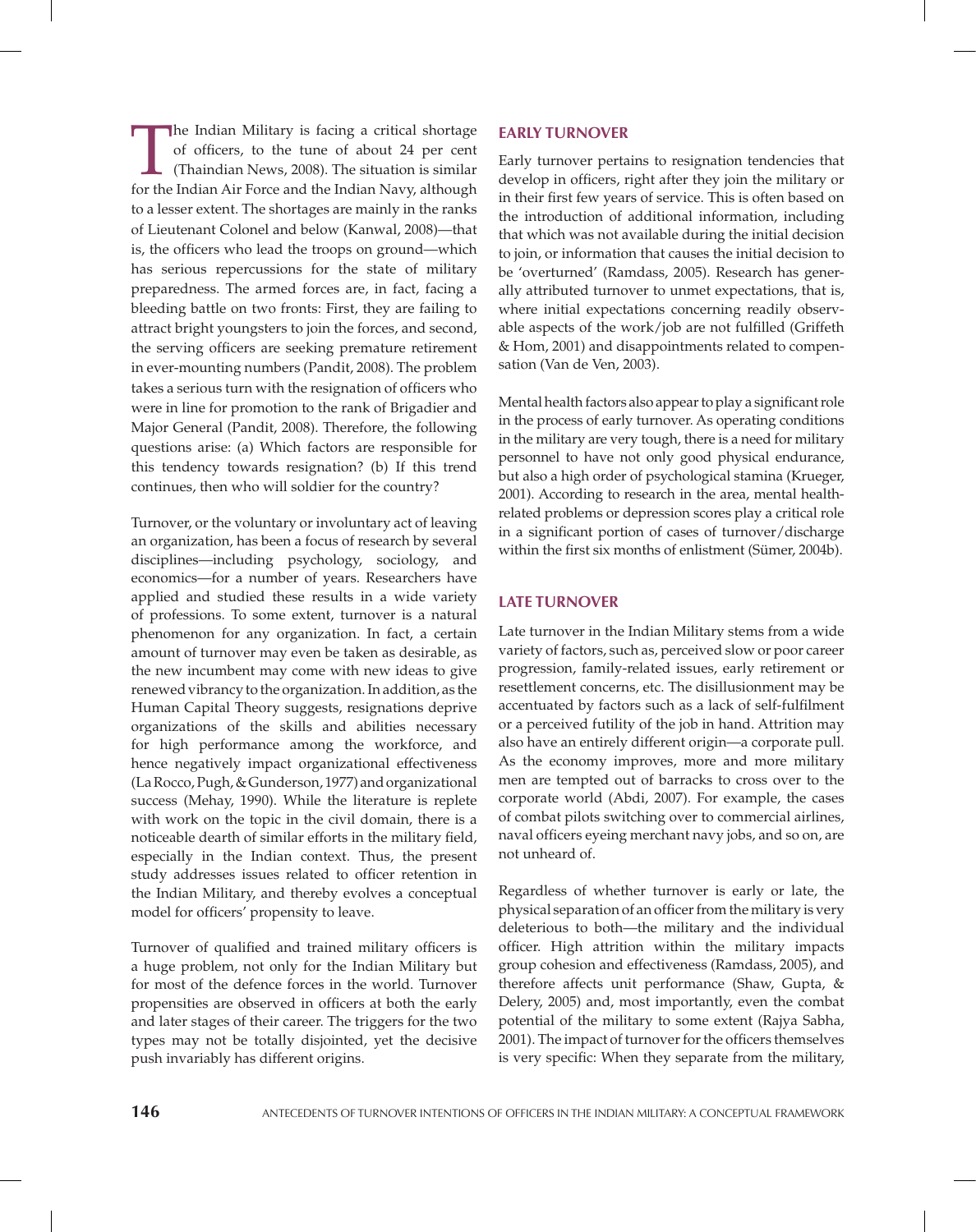The Indian Military is facing a critical shortage of officers, to the tune of about 24 per cent (Thaindian News, 2008). The situation is similar for the Indian Air Force and the Indian Navy, although to a lesser extent. The shortages are mainly in the ranks of Lieutenant Colonel and below (Kanwal, 2008)—that is, the officers who lead the troops on ground—which has serious repercussions for the state of military preparedness. The armed forces are, in fact, facing a bleeding battle on two fronts: First, they are failing to attract bright youngsters to join the forces, and second, the serving officers are seeking premature retirement in ever-mounting numbers (Pandit, 2008). The problem takes a serious turn with the resignation of officers who were in line for promotion to the rank of Brigadier and Major General (Pandit, 2008). Therefore, the following questions arise: (a) Which factors are responsible for this tendency towards resignation? (b) If this trend continues, then who will soldier for the country?

Turnover, or the voluntary or involuntary act of leaving an organization, has been a focus of research by several disciplines—including psychology, sociology, and economics—for a number of years. Researchers have applied and studied these results in a wide variety of professions. To some extent, turnover is a natural phenomenon for any organization. In fact, a certain amount of turnover may even be taken as desirable, as the new incumbent may come with new ideas to give renewed vibrancy to the organization. In addition, as the Human Capital Theory suggests, resignations deprive organizations of the skills and abilities necessary for high performance among the workforce, and hence negatively impact organizational effectiveness (La Rocco, Pugh, & Gunderson, 1977) and organizational success (Mehay, 1990). While the literature is replete with work on the topic in the civil domain, there is a noticeable dearth of similar efforts in the military field, especially in the Indian context. Thus, the present study addresses issues related to officer retention in the Indian Military, and thereby evolves a conceptual model for officers' propensity to leave.

Turnover of qualified and trained military officers is a huge problem, not only for the Indian Military but for most of the defence forces in the world. Turnover propensities are observed in officers at both the early and later stages of their career. The triggers for the two types may not be totally disjointed, yet the decisive push invariably has different origins.

## EARLY TURNOVER

Early turnover pertains to resignation tendencies that develop in officers, right after they join the military or in their first few years of service. This is often based on the introduction of additional information, including that which was not available during the initial decision to join, or information that causes the initial decision to be 'overturned' (Ramdass, 2005). Research has generally attributed turnover to unmet expectations, that is, where initial expectations concerning readily observable aspects of the work/job are not fulfilled (Griffeth & Hom, 2001) and disappointments related to compensation (Van de Ven, 2003).

Mental health factors also appear to play a significant role in the process of early turnover. As operating conditions in the military are very tough, there is a need for military personnel to have not only good physical endurance, but also a high order of psychological stamina (Krueger, 2001). According to research in the area, mental health-related problems or depression scores play a critical role in a significant portion of cases of turnover/discharge within the first six months of enlistment (Sümer, 2004b).

## LATE TURNOVER

Late turnover in the Indian Military stems from a wide variety of factors, such as, perceived slow or poor career progression, family-related issues, early retirement or resettlement concerns, etc. The disillusionment may be accentuated by factors such as a lack of self-fulfilment or a perceived futility of the job in hand. Attrition may also have an entirely different origin—a corporate pull. As the economy improves, more and more military men are tempted out of barracks to cross over to the corporate world (Abdi, 2007). For example, the cases of combat pilots switching over to commercial airlines, naval officers eyeing merchant navy jobs, and so on, are not unheard of.

Regardless of whether turnover is early or late, the physical separation of an officer from the military is very deleterious to both—the military and the individual officer. High attrition within the military impacts group cohesion and effectiveness (Ramdass, 2005), and therefore affects unit performance (Shaw, Gupta, & Delery, 2005) and, most importantly, even the combat potential of the military to some extent (Rajya Sabha, 2001). The impact of turnover for the officers themselves is very specific: When they separate from the military,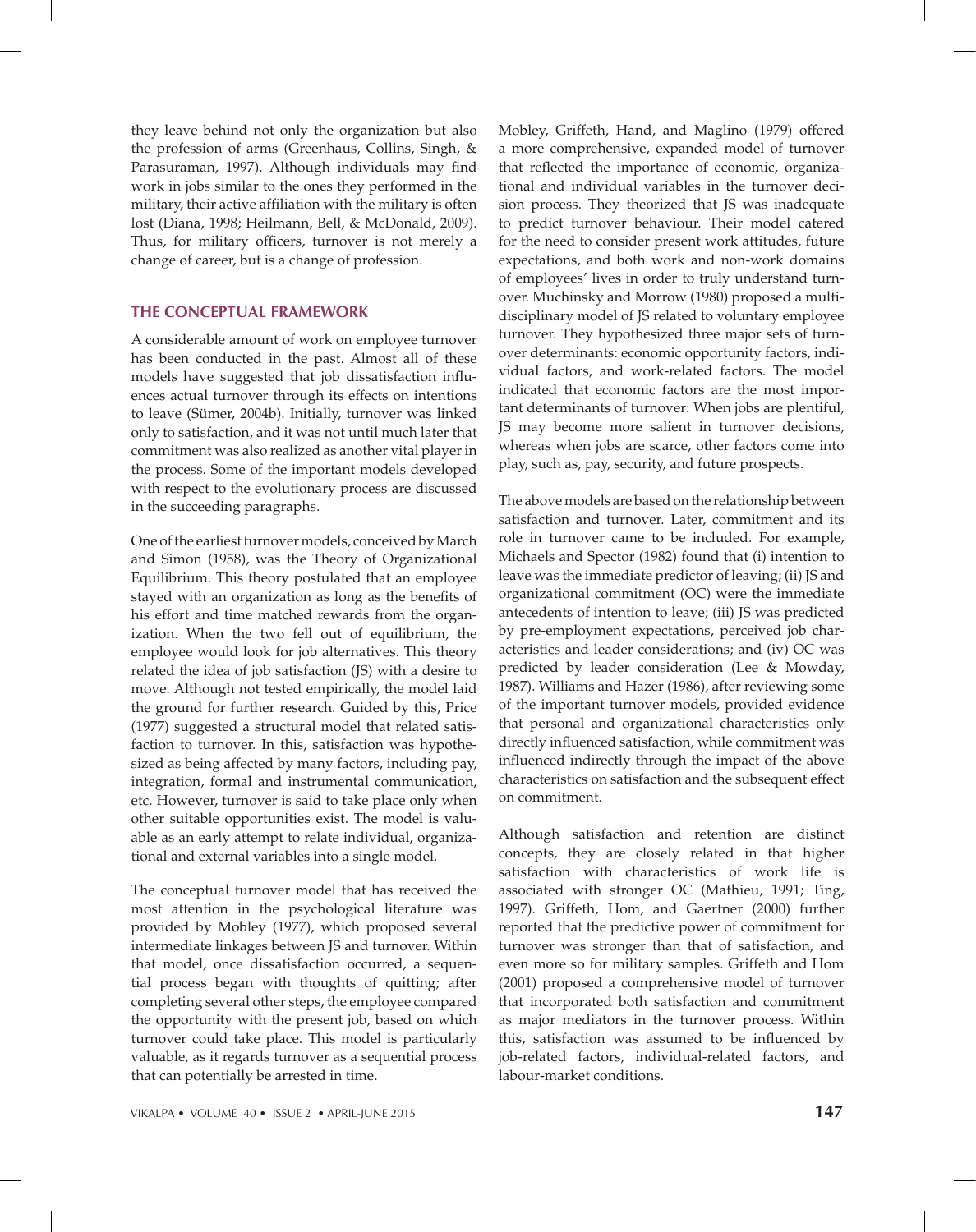they leave behind not only the organization but also the profession of arms (Greenhaus, Collins, Singh, & Parasuraman, 1997). Although individuals may find work in jobs similar to the ones they performed in the military, their active affiliation with the military is often lost (Diana, 1998; Heilmann, Bell, & McDonald, 2009). Thus, for military officers, turnover is not merely a change of career, but is a change of profession.

## THE CONCEPTUAL FRAMEWORK

A considerable amount of work on employee turnover has been conducted in the past. Almost all of these models have suggested that job dissatisfaction influences actual turnover through its effects on intentions to leave (Sümer, 2004b). Initially, turnover was linked only to satisfaction, and it was not until much later that commitment was also realized as another vital player in the process. Some of the important models developed with respect to the evolutionary process are discussed in the succeeding paragraphs.

One of the earliest turnover models, conceived by March and Simon (1958), was the Theory of Organizational Equilibrium. This theory postulated that an employee stayed with an organization as long as the benefits of his effort and time matched rewards from the organization. When the two fell out of equilibrium, the employee would look for job alternatives. This theory related the idea of job satisfaction (JS) with a desire to move. Although not tested empirically, the model laid the ground for further research. Guided by this, Price (1977) suggested a structural model that related satisfaction to turnover. In this, satisfaction was hypothesized as being affected by many factors, including pay, integration, formal and instrumental communication, etc. However, turnover is said to take place only when other suitable opportunities exist. The model is valuable as an early attempt to relate individual, organizational and external variables into a single model.

The conceptual turnover model that has received the most attention in the psychological literature was provided by Mobley (1977), which proposed several intermediate linkages between JS and turnover. Within that model, once dissatisfaction occurred, a sequential process began with thoughts of quitting; after completing several other steps, the employee compared the opportunity with the present job, based on which turnover could take place. This model is particularly valuable, as it regards turnover as a sequential process that can potentially be arrested in time.

Mobley, Griffeth, Hand, and Maglino (1979) offered a more comprehensive, expanded model of turnover that reflected the importance of economic, organizational and individual variables in the turnover decision process. They theorized that JS was inadequate to predict turnover behaviour. Their model catered for the need to consider present work attitudes, future expectations, and both work and non-work domains of employees' lives in order to truly understand turnover. Muchinsky and Morrow (1980) proposed a multidisciplinary model of JS related to voluntary employee turnover. They hypothesized three major sets of turnover determinants: economic opportunity factors, individual factors, and work-related factors. The model indicated that economic factors are the most important determinants of turnover: When jobs are plentiful, JS may become more salient in turnover decisions, whereas when jobs are scarce, other factors come into play, such as, pay, security, and future prospects.

The above models are based on the relationship between satisfaction and turnover. Later, commitment and its role in turnover came to be included. For example, Michaels and Spector (1982) found that (i) intention to leave was the immediate predictor of leaving; (ii) JS and organizational commitment (OC) were the immediate antecedents of intention to leave; (iii) JS was predicted by pre-employment expectations, perceived job characteristics and leader considerations; and (iv) OC was predicted by leader consideration (Lee & Mowday, 1987). Williams and Hazer (1986), after reviewing some of the important turnover models, provided evidence that personal and organizational characteristics only directly influenced satisfaction, while commitment was influenced indirectly through the impact of the above characteristics on satisfaction and the subsequent effect on commitment.

Although satisfaction and retention are distinct concepts, they are closely related in that higher satisfaction with characteristics of work life is associated with stronger OC (Mathieu, 1991; Ting, 1997). Griffeth, Hom, and Gaertner (2000) further reported that the predictive power of commitment for turnover was stronger than that of satisfaction, and even more so for military samples. Griffeth and Hom (2001) proposed a comprehensive model of turnover that incorporated both satisfaction and commitment as major mediators in the turnover process. Within this, satisfaction was assumed to be influenced by job-related factors, individual-related factors, and labour-market conditions.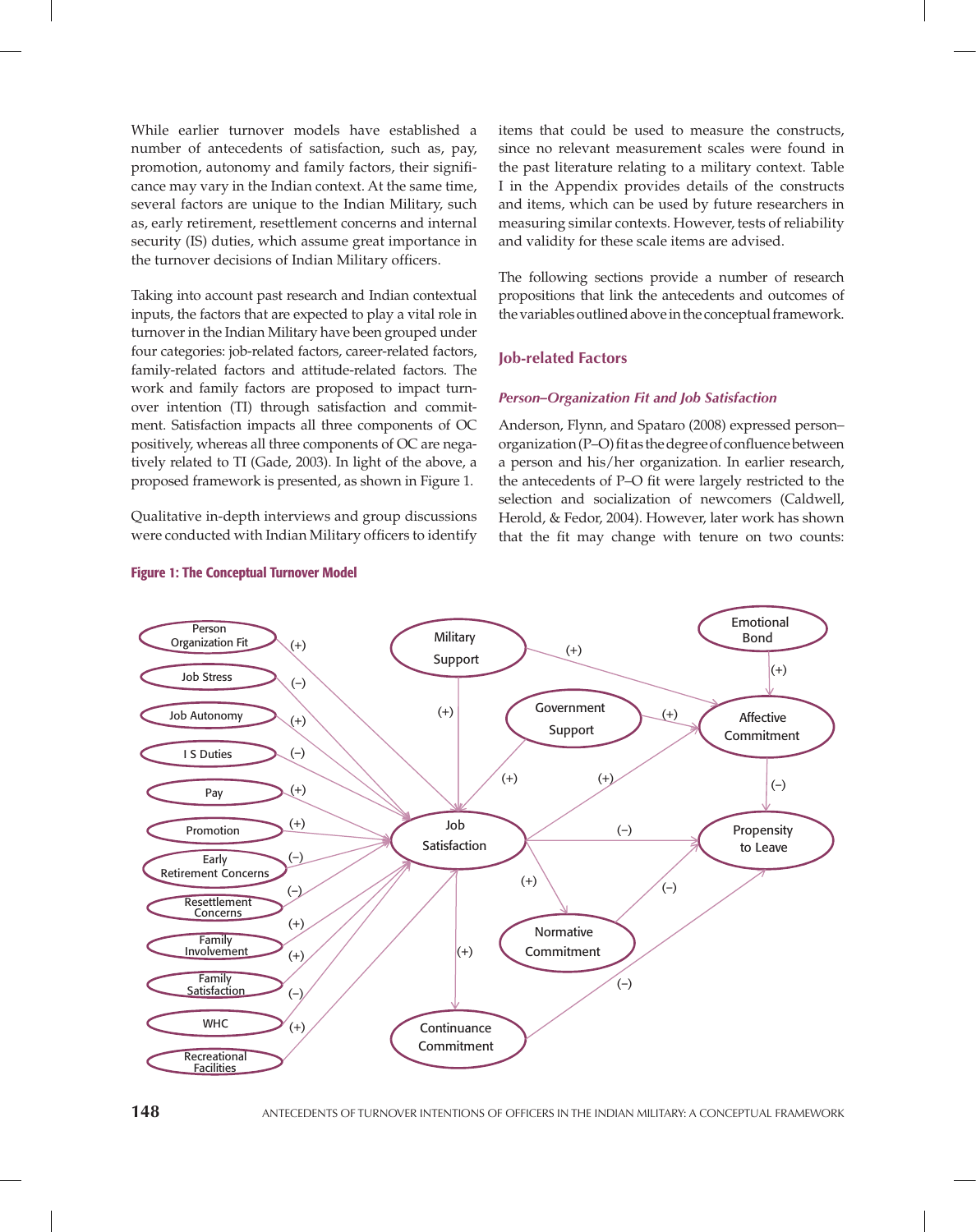While earlier turnover models have established a number of antecedents of satisfaction, such as, pay, promotion, autonomy and family factors, their significance may vary in the Indian context. At the same time, several factors are unique to the Indian Military, such as, early retirement, resettlement concerns and internal security (IS) duties, which assume great importance in the turnover decisions of Indian Military officers.

Taking into account past research and Indian contextual inputs, the factors that are expected to play a vital role in turnover in the Indian Military have been grouped under four categories: job-related factors, career-related factors, family-related factors and attitude-related factors. The work and family factors are proposed to impact turnover intention (TI) through satisfaction and commitment. Satisfaction impacts all three components of OC positively, whereas all three components of OC are negatively related to TI (Gade, 2003). In light of the above, a proposed framework is presented, as shown in Figure 1.

Qualitative in-depth interviews and group discussions were conducted with Indian Military officers to identify items that could be used to measure the constructs, since no relevant measurement scales were found in the past literature relating to a military context. Table I in the Appendix provides details of the constructs and items, which can be used by future researchers in measuring similar contexts. However, tests of reliability and validity for these scale items are advised.

The following sections provide a number of research propositions that link the antecedents and outcomes of the variables outlined above in the conceptual framework.

## Job-related Factors

### *Person–Organization Fit and Job Satisfaction*

Anderson, Flynn, and Spataro (2008) expressed person–organization (P–O) fit as the degree of confluence between a person and his/her organization. In earlier research, the antecedents of P–O fit were largely restricted to the selection and socialization of newcomers (Caldwell, Herold, & Fedor, 2004). However, later work has shown that the fit may change with tenure on two counts:

**Figure 1: The Conceptual Turnover Model**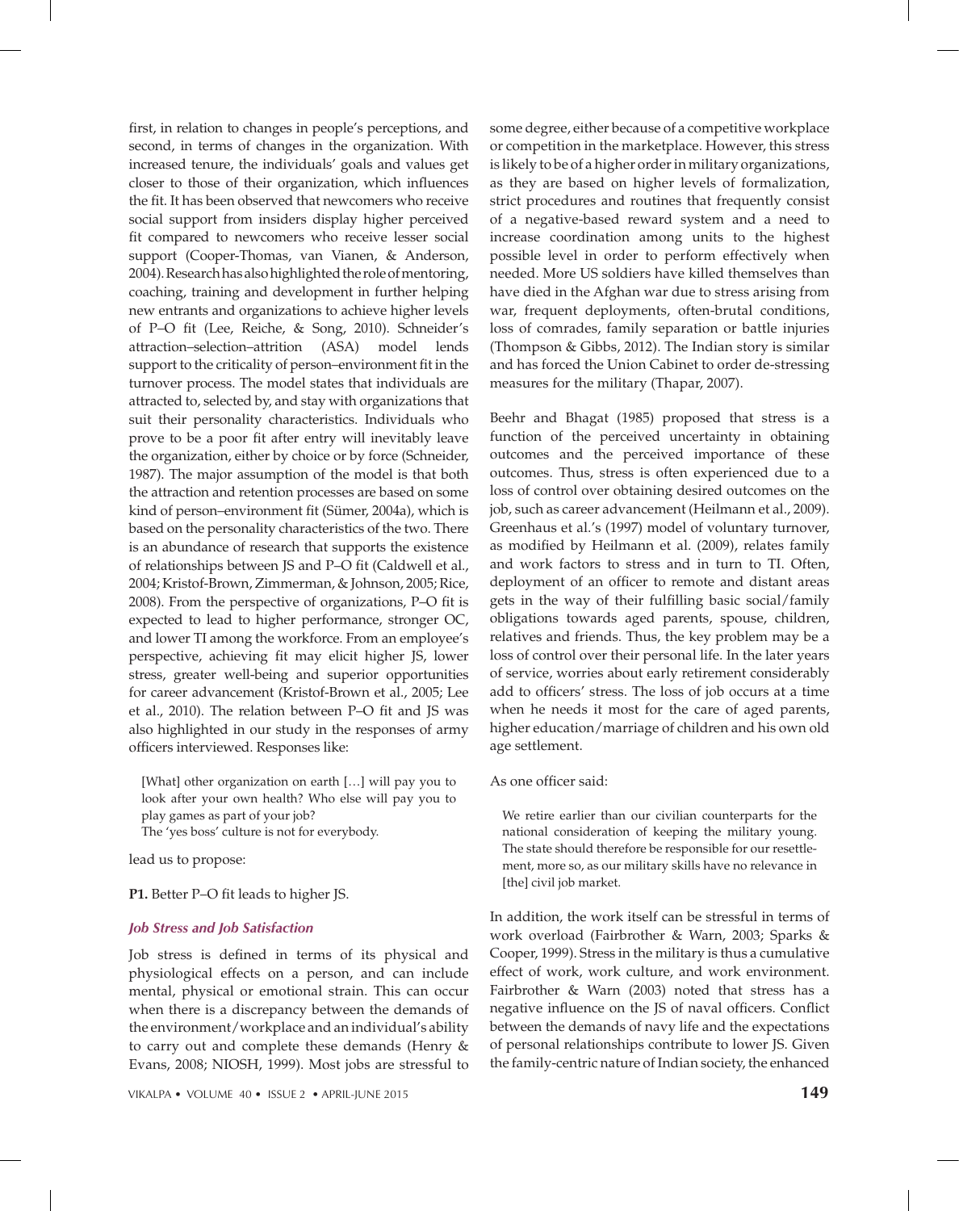first, in relation to changes in people's perceptions, and second, in terms of changes in the organization. With increased tenure, the individuals' goals and values get closer to those of their organization, which influences the fit. It has been observed that newcomers who receive social support from insiders display higher perceived fit compared to newcomers who receive lesser social support (Cooper-Thomas, van Vianen, & Anderson, 2004). Research has also highlighted the role of mentoring, coaching, training and development in further helping new entrants and organizations to achieve higher levels of P–O fit (Lee, Reiche, & Song, 2010). Schneider's attraction–selection–attrition (ASA) model lends support to the criticality of person–environment fit in the turnover process. The model states that individuals are attracted to, selected by, and stay with organizations that suit their personality characteristics. Individuals who prove to be a poor fit after entry will inevitably leave the organization, either by choice or by force (Schneider, 1987). The major assumption of the model is that both the attraction and retention processes are based on some kind of person–environment fit (Sümer, 2004a), which is based on the personality characteristics of the two. There is an abundance of research that supports the existence of relationships between JS and P–O fit (Caldwell et al., 2004; Kristof-Brown, Zimmerman, & Johnson, 2005; Rice, 2008). From the perspective of organizations, P–O fit is expected to lead to higher performance, stronger OC, and lower TI among the workforce. From an employee's perspective, achieving fit may elicit higher JS, lower stress, greater well-being and superior opportunities for career advancement (Kristof-Brown et al., 2005; Lee et al., 2010). The relation between P–O fit and JS was also highlighted in our study in the responses of army officers interviewed. Responses like:

> [What] other organization on earth […] will pay you to look after your own health? Who else will pay you to play games as part of your job?
> The 'yes boss' culture is not for everybody.

lead us to propose:

**P1.** Better P–O fit leads to higher JS.

### *Job Stress and Job Satisfaction*

Job stress is defined in terms of its physical and physiological effects on a person, and can include mental, physical or emotional strain. This can occur when there is a discrepancy between the demands of the environment/workplace and an individual's ability to carry out and complete these demands (Henry & Evans, 2008; NIOSH, 1999). Most jobs are stressful to some degree, either because of a competitive workplace or competition in the marketplace. However, this stress is likely to be of a higher order in military organizations, as they are based on higher levels of formalization, strict procedures and routines that frequently consist of a negative-based reward system and a need to increase coordination among units to the highest possible level in order to perform effectively when needed. More US soldiers have killed themselves than have died in the Afghan war due to stress arising from war, frequent deployments, often-brutal conditions, loss of comrades, family separation or battle injuries (Thompson & Gibbs, 2012). The Indian story is similar and has forced the Union Cabinet to order de-stressing measures for the military (Thapar, 2007).

Beehr and Bhagat (1985) proposed that stress is a function of the perceived uncertainty in obtaining outcomes and the perceived importance of these outcomes. Thus, stress is often experienced due to a loss of control over obtaining desired outcomes on the job, such as career advancement (Heilmann et al., 2009). Greenhaus et al.'s (1997) model of voluntary turnover, as modified by Heilmann et al. (2009), relates family and work factors to stress and in turn to TI. Often, deployment of an officer to remote and distant areas gets in the way of their fulfilling basic social/family obligations towards aged parents, spouse, children, relatives and friends. Thus, the key problem may be a loss of control over their personal life. In the later years of service, worries about early retirement considerably add to officers' stress. The loss of job occurs at a time when he needs it most for the care of aged parents, higher education/marriage of children and his own old age settlement.

As one officer said:

> We retire earlier than our civilian counterparts for the national consideration of keeping the military young. The state should therefore be responsible for our resettlement, more so, as our military skills have no relevance in [the] civil job market.

In addition, the work itself can be stressful in terms of work overload (Fairbrother & Warn, 2003; Sparks & Cooper, 1999). Stress in the military is thus a cumulative effect of work, work culture, and work environment. Fairbrother & Warn (2003) noted that stress has a negative influence on the JS of naval officers. Conflict between the demands of navy life and the expectations of personal relationships contribute to lower JS. Given the family-centric nature of Indian society, the enhanced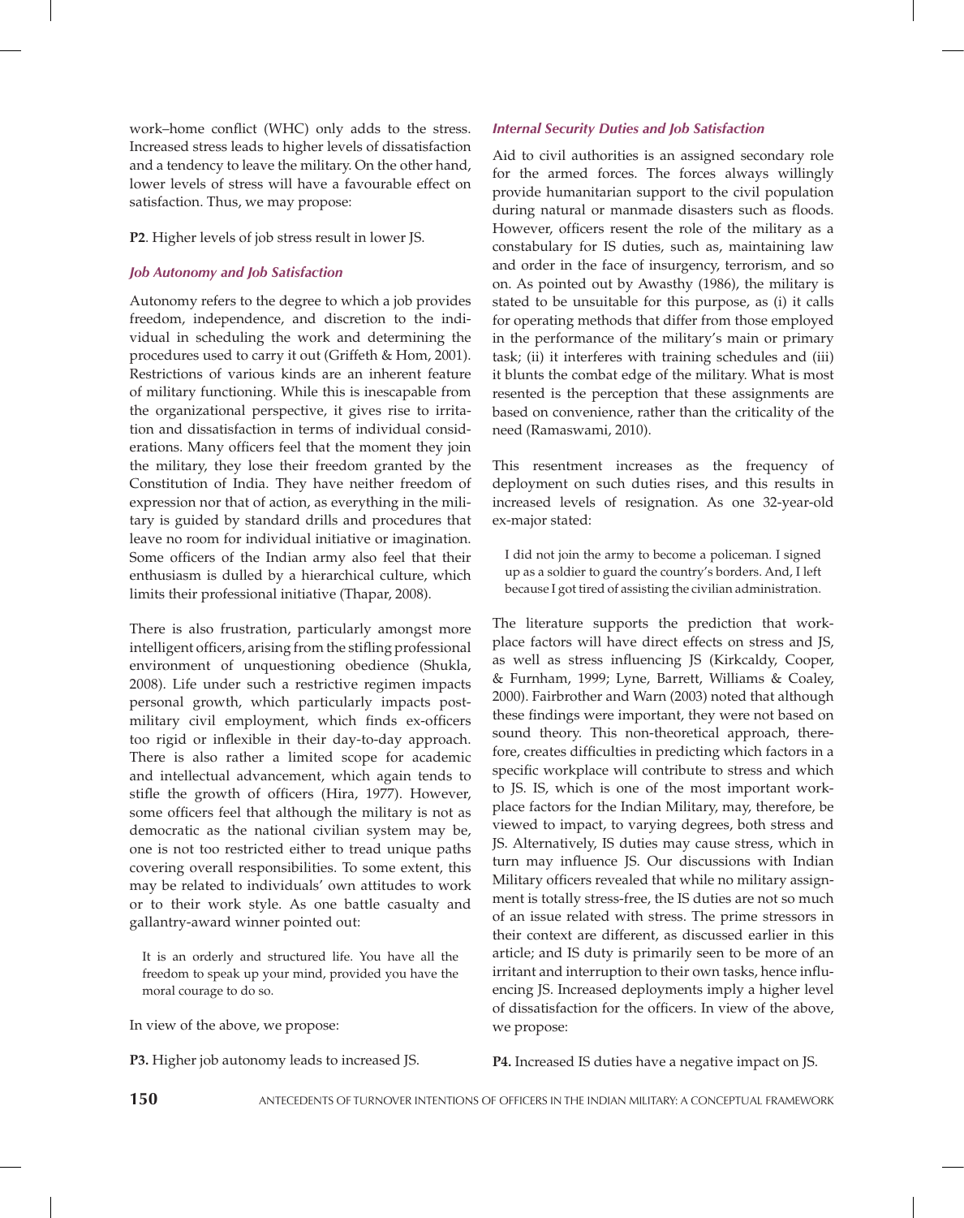work–home conflict (WHC) only adds to the stress. Increased stress leads to higher levels of dissatisfaction and a tendency to leave the military. On the other hand, lower levels of stress will have a favourable effect on satisfaction. Thus, we may propose:

**P2**. Higher levels of job stress result in lower JS.

### *Job Autonomy and Job Satisfaction*

Autonomy refers to the degree to which a job provides freedom, independence, and discretion to the individual in scheduling the work and determining the procedures used to carry it out (Griffeth & Hom, 2001). Restrictions of various kinds are an inherent feature of military functioning. While this is inescapable from the organizational perspective, it gives rise to irritation and dissatisfaction in terms of individual considerations. Many officers feel that the moment they join the military, they lose their freedom granted by the Constitution of India. They have neither freedom of expression nor that of action, as everything in the military is guided by standard drills and procedures that leave no room for individual initiative or imagination. Some officers of the Indian army also feel that their enthusiasm is dulled by a hierarchical culture, which limits their professional initiative (Thapar, 2008).

There is also frustration, particularly amongst more intelligent officers, arising from the stifling professional environment of unquestioning obedience (Shukla, 2008). Life under such a restrictive regimen impacts personal growth, which particularly impacts post-military civil employment, which finds ex-officers too rigid or inflexible in their day-to-day approach. There is also rather a limited scope for academic and intellectual advancement, which again tends to stifle the growth of officers (Hira, 1977). However, some officers feel that although the military is not as democratic as the national civilian system may be, one is not too restricted either to tread unique paths covering overall responsibilities. To some extent, this may be related to individuals' own attitudes to work or to their work style. As one battle casualty and gallantry-award winner pointed out:

> It is an orderly and structured life. You have all the freedom to speak up your mind, provided you have the moral courage to do so.

In view of the above, we propose:

**P3.** Higher job autonomy leads to increased JS.

### *Internal Security Duties and Job Satisfaction*

Aid to civil authorities is an assigned secondary role for the armed forces. The forces always willingly provide humanitarian support to the civil population during natural or manmade disasters such as floods. However, officers resent the role of the military as a constabulary for IS duties, such as, maintaining law and order in the face of insurgency, terrorism, and so on. As pointed out by Awasthy (1986), the military is stated to be unsuitable for this purpose, as (i) it calls for operating methods that differ from those employed in the performance of the military's main or primary task; (ii) it interferes with training schedules and (iii) it blunts the combat edge of the military. What is most resented is the perception that these assignments are based on convenience, rather than the criticality of the need (Ramaswami, 2010).

This resentment increases as the frequency of deployment on such duties rises, and this results in increased levels of resignation. As one 32-year-old ex-major stated:

> I did not join the army to become a policeman. I signed up as a soldier to guard the country's borders. And, I left because I got tired of assisting the civilian administration.

The literature supports the prediction that workplace factors will have direct effects on stress and JS, as well as stress influencing JS (Kirkcaldy, Cooper, & Furnham, 1999; Lyne, Barrett, Williams & Coaley, 2000). Fairbrother and Warn (2003) noted that although these findings were important, they were not based on sound theory. This non-theoretical approach, therefore, creates difficulties in predicting which factors in a specific workplace will contribute to stress and which to JS. IS, which is one of the most important workplace factors for the Indian Military, may, therefore, be viewed to impact, to varying degrees, both stress and JS. Alternatively, IS duties may cause stress, which in turn may influence JS. Our discussions with Indian Military officers revealed that while no military assignment is totally stress-free, the IS duties are not so much of an issue related with stress. The prime stressors in their context are different, as discussed earlier in this article; and IS duty is primarily seen to be more of an irritant and interruption to their own tasks, hence influencing JS. Increased deployments imply a higher level of dissatisfaction for the officers. In view of the above, we propose:

**P4.** Increased IS duties have a negative impact on JS.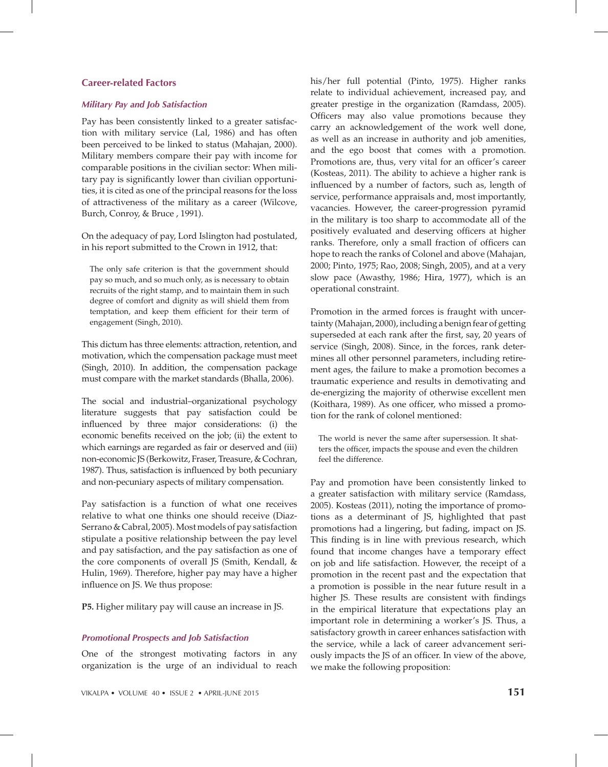## Career-related Factors

### *Military Pay and Job Satisfaction*

Pay has been consistently linked to a greater satisfaction with military service (Lal, 1986) and has often been perceived to be linked to status (Mahajan, 2000). Military members compare their pay with income for comparable positions in the civilian sector: When military pay is significantly lower than civilian opportunities, it is cited as one of the principal reasons for the loss of attractiveness of the military as a career (Wilcove, Burch, Conroy, & Bruce , 1991).

On the adequacy of pay, Lord Islington had postulated, in his report submitted to the Crown in 1912, that:

> The only safe criterion is that the government should pay so much, and so much only, as is necessary to obtain recruits of the right stamp, and to maintain them in such degree of comfort and dignity as will shield them from temptation, and keep them efficient for their term of engagement (Singh, 2010).

This dictum has three elements: attraction, retention, and motivation, which the compensation package must meet (Singh, 2010). In addition, the compensation package must compare with the market standards (Bhalla, 2006).

The social and industrial–organizational psychology literature suggests that pay satisfaction could be influenced by three major considerations: (i) the economic benefits received on the job; (ii) the extent to which earnings are regarded as fair or deserved and (iii) non-economic JS (Berkowitz, Fraser, Treasure, & Cochran, 1987). Thus, satisfaction is influenced by both pecuniary and non-pecuniary aspects of military compensation.

Pay satisfaction is a function of what one receives relative to what one thinks one should receive (Diaz-Serrano & Cabral, 2005). Most models of pay satisfaction stipulate a positive relationship between the pay level and pay satisfaction, and the pay satisfaction as one of the core components of overall JS (Smith, Kendall, & Hulin, 1969). Therefore, higher pay may have a higher influence on JS. We thus propose:

**P5.** Higher military pay will cause an increase in JS.

### *Promotional Prospects and Job Satisfaction*

One of the strongest motivating factors in any organization is the urge of an individual to reach his/her full potential (Pinto, 1975). Higher ranks relate to individual achievement, increased pay, and greater prestige in the organization (Ramdass, 2005). Officers may also value promotions because they carry an acknowledgement of the work well done, as well as an increase in authority and job amenities, and the ego boost that comes with a promotion. Promotions are, thus, very vital for an officer's career (Kosteas, 2011). The ability to achieve a higher rank is influenced by a number of factors, such as, length of service, performance appraisals and, most importantly, vacancies. However, the career-progression pyramid in the military is too sharp to accommodate all of the positively evaluated and deserving officers at higher ranks. Therefore, only a small fraction of officers can hope to reach the ranks of Colonel and above (Mahajan, 2000; Pinto, 1975; Rao, 2008; Singh, 2005), and at a very slow pace (Awasthy, 1986; Hira, 1977), which is an operational constraint.

Promotion in the armed forces is fraught with uncertainty (Mahajan, 2000), including a benign fear of getting superseded at each rank after the first, say, 20 years of service (Singh, 2008). Since, in the forces, rank determines all other personnel parameters, including retirement ages, the failure to make a promotion becomes a traumatic experience and results in demotivating and de-energizing the majority of otherwise excellent men (Koithara, 1989). As one officer, who missed a promotion for the rank of colonel mentioned:

> The world is never the same after supersession. It shatters the officer, impacts the spouse and even the children feel the difference.

Pay and promotion have been consistently linked to a greater satisfaction with military service (Ramdass, 2005). Kosteas (2011), noting the importance of promotions as a determinant of JS, highlighted that past promotions had a lingering, but fading, impact on JS. This finding is in line with previous research, which found that income changes have a temporary effect on job and life satisfaction. However, the receipt of a promotion in the recent past and the expectation that a promotion is possible in the near future result in a higher JS. These results are consistent with findings in the empirical literature that expectations play an important role in determining a worker's JS. Thus, a satisfactory growth in career enhances satisfaction with the service, while a lack of career advancement seriously impacts the JS of an officer. In view of the above, we make the following proposition: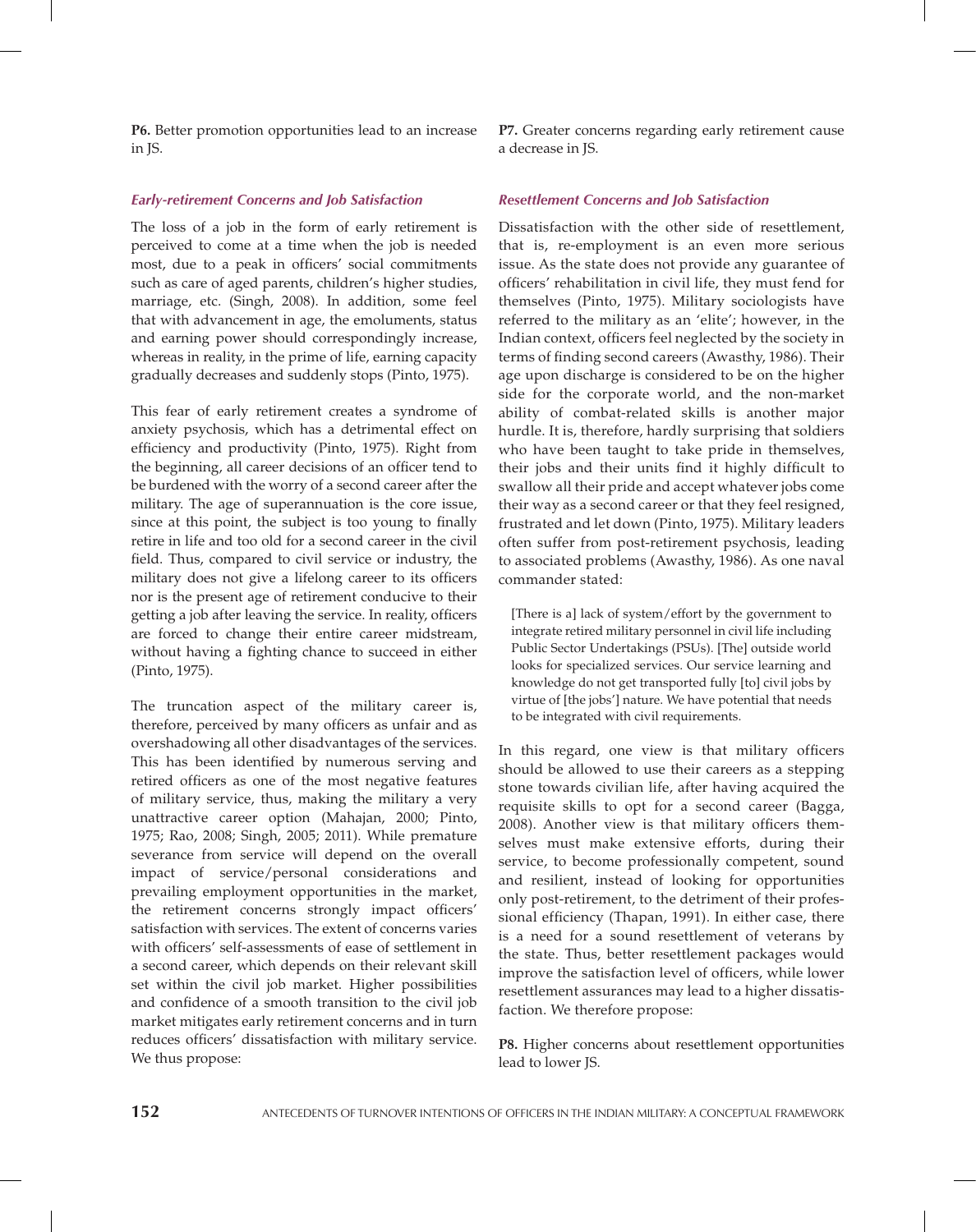**P6.** Better promotion opportunities lead to an increase in JS.

**P7.** Greater concerns regarding early retirement cause a decrease in JS.

### *Early-retirement Concerns and Job Satisfaction*

The loss of a job in the form of early retirement is perceived to come at a time when the job is needed most, due to a peak in officers' social commitments such as care of aged parents, children's higher studies, marriage, etc. (Singh, 2008). In addition, some feel that with advancement in age, the emoluments, status and earning power should correspondingly increase, whereas in reality, in the prime of life, earning capacity gradually decreases and suddenly stops (Pinto, 1975).

This fear of early retirement creates a syndrome of anxiety psychosis, which has a detrimental effect on efficiency and productivity (Pinto, 1975). Right from the beginning, all career decisions of an officer tend to be burdened with the worry of a second career after the military. The age of superannuation is the core issue, since at this point, the subject is too young to finally retire in life and too old for a second career in the civil field. Thus, compared to civil service or industry, the military does not give a lifelong career to its officers nor is the present age of retirement conducive to their getting a job after leaving the service. In reality, officers are forced to change their entire career midstream, without having a fighting chance to succeed in either (Pinto, 1975).

The truncation aspect of the military career is, therefore, perceived by many officers as unfair and as overshadowing all other disadvantages of the services. This has been identified by numerous serving and retired officers as one of the most negative features of military service, thus, making the military a very unattractive career option (Mahajan, 2000; Pinto, 1975; Rao, 2008; Singh, 2005; 2011). While premature severance from service will depend on the overall impact of service/personal considerations and prevailing employment opportunities in the market, the retirement concerns strongly impact officers' satisfaction with services. The extent of concerns varies with officers' self-assessments of ease of settlement in a second career, which depends on their relevant skill set within the civil job market. Higher possibilities and confidence of a smooth transition to the civil job market mitigates early retirement concerns and in turn reduces officers' dissatisfaction with military service. We thus propose:

### *Resettlement Concerns and Job Satisfaction*

Dissatisfaction with the other side of resettlement, that is, re-employment is an even more serious issue. As the state does not provide any guarantee of officers' rehabilitation in civil life, they must fend for themselves (Pinto, 1975). Military sociologists have referred to the military as an 'elite'; however, in the Indian context, officers feel neglected by the society in terms of finding second careers (Awasthy, 1986). Their age upon discharge is considered to be on the higher side for the corporate world, and the non-market ability of combat-related skills is another major hurdle. It is, therefore, hardly surprising that soldiers who have been taught to take pride in themselves, their jobs and their units find it highly difficult to swallow all their pride and accept whatever jobs come their way as a second career or that they feel resigned, frustrated and let down (Pinto, 1975). Military leaders often suffer from post-retirement psychosis, leading to associated problems (Awasthy, 1986). As one naval commander stated:

> [There is a] lack of system/effort by the government to integrate retired military personnel in civil life including Public Sector Undertakings (PSUs). [The] outside world looks for specialized services. Our service learning and knowledge do not get transported fully [to] civil jobs by virtue of [the jobs'] nature. We have potential that needs to be integrated with civil requirements.

In this regard, one view is that military officers should be allowed to use their careers as a stepping stone towards civilian life, after having acquired the requisite skills to opt for a second career (Bagga, 2008). Another view is that military officers themselves must make extensive efforts, during their service, to become professionally competent, sound and resilient, instead of looking for opportunities only post-retirement, to the detriment of their professional efficiency (Thapan, 1991). In either case, there is a need for a sound resettlement of veterans by the state. Thus, better resettlement packages would improve the satisfaction level of officers, while lower resettlement assurances may lead to a higher dissatisfaction. We therefore propose:

**P8.** Higher concerns about resettlement opportunities lead to lower JS.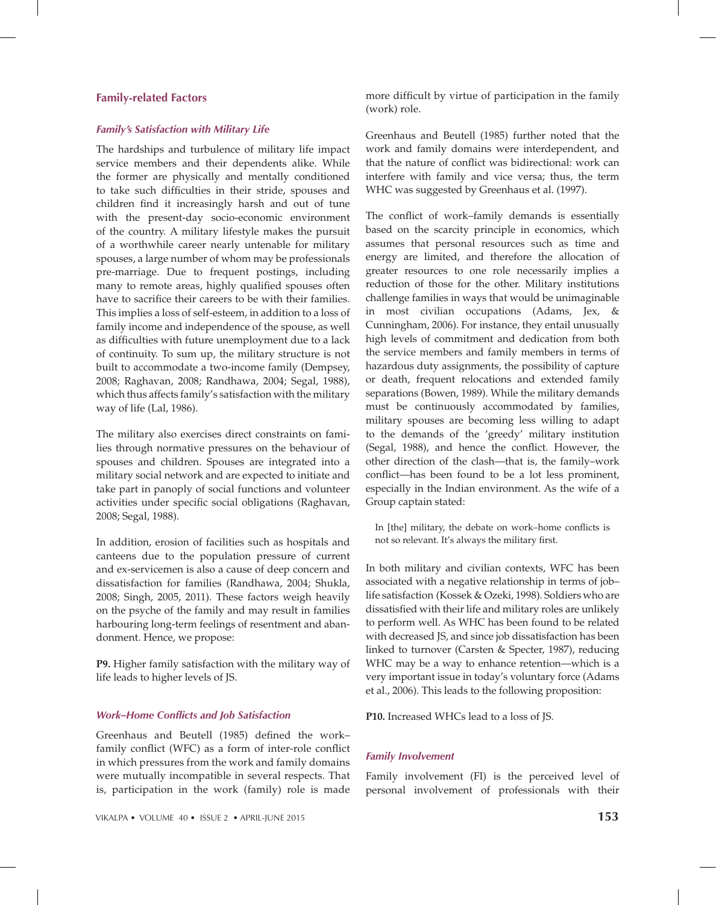## Family-related Factors

### *Family's Satisfaction with Military Life*

The hardships and turbulence of military life impact service members and their dependents alike. While the former are physically and mentally conditioned to take such difficulties in their stride, spouses and children find it increasingly harsh and out of tune with the present-day socio-economic environment of the country. A military lifestyle makes the pursuit of a worthwhile career nearly untenable for military spouses, a large number of whom may be professionals pre-marriage. Due to frequent postings, including many to remote areas, highly qualified spouses often have to sacrifice their careers to be with their families. This implies a loss of self-esteem, in addition to a loss of family income and independence of the spouse, as well as difficulties with future unemployment due to a lack of continuity. To sum up, the military structure is not built to accommodate a two-income family (Dempsey, 2008; Raghavan, 2008; Randhawa, 2004; Segal, 1988), which thus affects family's satisfaction with the military way of life (Lal, 1986).

The military also exercises direct constraints on families through normative pressures on the behaviour of spouses and children. Spouses are integrated into a military social network and are expected to initiate and take part in panoply of social functions and volunteer activities under specific social obligations (Raghavan, 2008; Segal, 1988).

In addition, erosion of facilities such as hospitals and canteens due to the population pressure of current and ex-servicemen is also a cause of deep concern and dissatisfaction for families (Randhawa, 2004; Shukla, 2008; Singh, 2005, 2011). These factors weigh heavily on the psyche of the family and may result in families harbouring long-term feelings of resentment and abandonment. Hence, we propose:

**P9.** Higher family satisfaction with the military way of life leads to higher levels of JS.

### *Work–Home Conflicts and Job Satisfaction*

Greenhaus and Beutell (1985) defined the work–family conflict (WFC) as a form of inter-role conflict in which pressures from the work and family domains were mutually incompatible in several respects. That is, participation in the work (family) role is made more difficult by virtue of participation in the family (work) role.

Greenhaus and Beutell (1985) further noted that the work and family domains were interdependent, and that the nature of conflict was bidirectional: work can interfere with family and vice versa; thus, the term WHC was suggested by Greenhaus et al. (1997).

The conflict of work–family demands is essentially based on the scarcity principle in economics, which assumes that personal resources such as time and energy are limited, and therefore the allocation of greater resources to one role necessarily implies a reduction of those for the other. Military institutions challenge families in ways that would be unimaginable in most civilian occupations (Adams, Jex, & Cunningham, 2006). For instance, they entail unusually high levels of commitment and dedication from both the service members and family members in terms of hazardous duty assignments, the possibility of capture or death, frequent relocations and extended family separations (Bowen, 1989). While the military demands must be continuously accommodated by families, military spouses are becoming less willing to adapt to the demands of the 'greedy' military institution (Segal, 1988), and hence the conflict. However, the other direction of the clash—that is, the family–work conflict—has been found to be a lot less prominent, especially in the Indian environment. As the wife of a Group captain stated:

> In [the] military, the debate on work–home conflicts is not so relevant. It's always the military first.

In both military and civilian contexts, WFC has been associated with a negative relationship in terms of job–life satisfaction (Kossek & Ozeki, 1998). Soldiers who are dissatisfied with their life and military roles are unlikely to perform well. As WHC has been found to be related with decreased JS, and since job dissatisfaction has been linked to turnover (Carsten & Specter, 1987), reducing WHC may be a way to enhance retention—which is a very important issue in today's voluntary force (Adams et al., 2006). This leads to the following proposition:

**P10.** Increased WHCs lead to a loss of JS.

### *Family Involvement*

Family involvement (FI) is the perceived level of personal involvement of professionals with their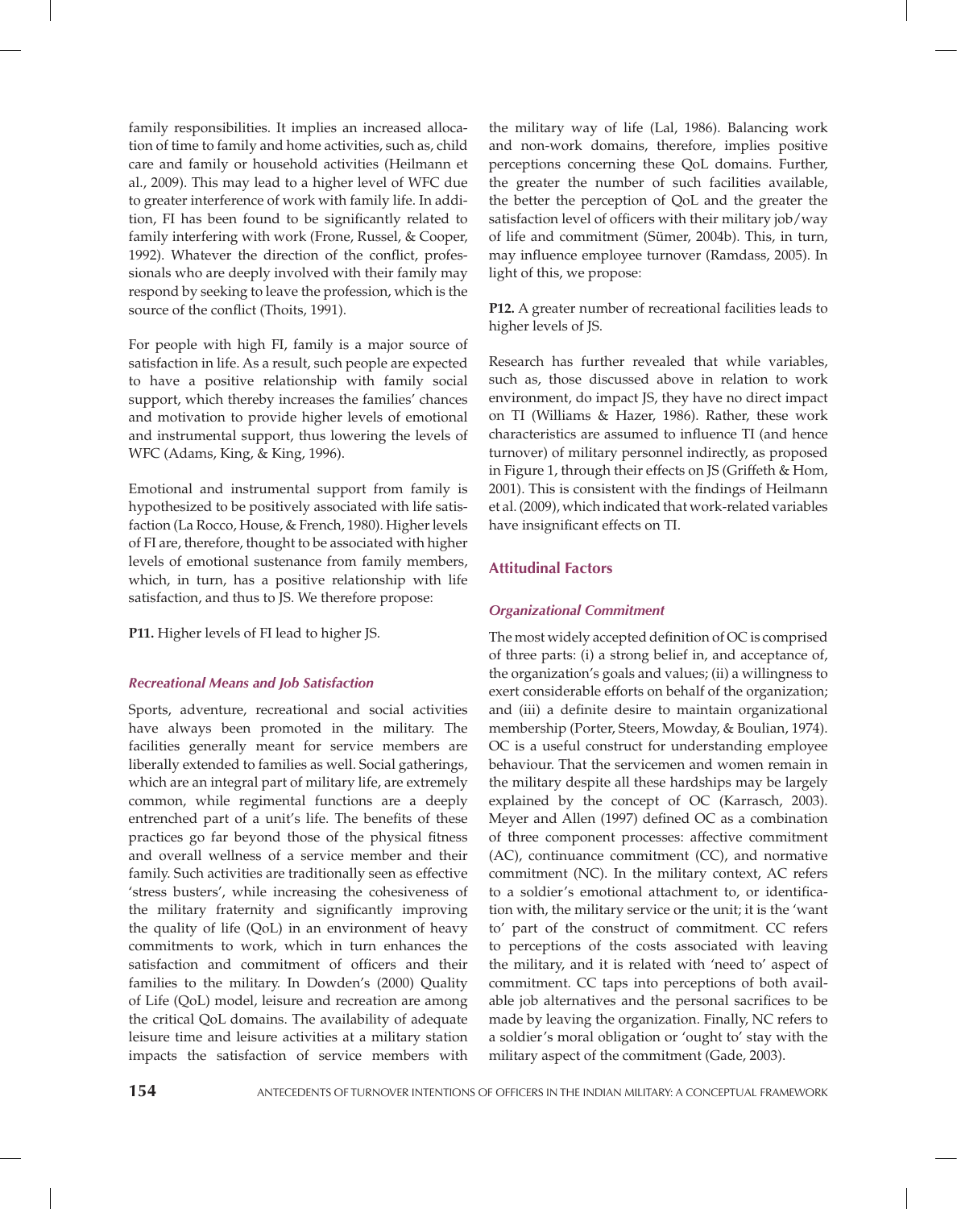family responsibilities. It implies an increased allocation of time to family and home activities, such as, child care and family or household activities (Heilmann et al., 2009). This may lead to a higher level of WFC due to greater interference of work with family life. In addition, FI has been found to be significantly related to family interfering with work (Frone, Russel, & Cooper, 1992). Whatever the direction of the conflict, professionals who are deeply involved with their family may respond by seeking to leave the profession, which is the source of the conflict (Thoits, 1991).

For people with high FI, family is a major source of satisfaction in life. As a result, such people are expected to have a positive relationship with family social support, which thereby increases the families' chances and motivation to provide higher levels of emotional and instrumental support, thus lowering the levels of WFC (Adams, King, & King, 1996).

Emotional and instrumental support from family is hypothesized to be positively associated with life satisfaction (La Rocco, House, & French, 1980). Higher levels of FI are, therefore, thought to be associated with higher levels of emotional sustenance from family members, which, in turn, has a positive relationship with life satisfaction, and thus to JS. We therefore propose:

**P11.** Higher levels of FI lead to higher JS.

### *Recreational Means and Job Satisfaction*

Sports, adventure, recreational and social activities have always been promoted in the military. The facilities generally meant for service members are liberally extended to families as well. Social gatherings, which are an integral part of military life, are extremely common, while regimental functions are a deeply entrenched part of a unit's life. The benefits of these practices go far beyond those of the physical fitness and overall wellness of a service member and their family. Such activities are traditionally seen as effective 'stress busters', while increasing the cohesiveness of the military fraternity and significantly improving the quality of life (QoL) in an environment of heavy commitments to work, which in turn enhances the satisfaction and commitment of officers and their families to the military. In Dowden's (2000) Quality of Life (QoL) model, leisure and recreation are among the critical QoL domains. The availability of adequate leisure time and leisure activities at a military station impacts the satisfaction of service members with the military way of life (Lal, 1986). Balancing work and non-work domains, therefore, implies positive perceptions concerning these QoL domains. Further, the greater the number of such facilities available, the better the perception of QoL and the greater the satisfaction level of officers with their military job/way of life and commitment (Sümer, 2004b). This, in turn, may influence employee turnover (Ramdass, 2005). In light of this, we propose:

**P12.** A greater number of recreational facilities leads to higher levels of JS.

Research has further revealed that while variables, such as, those discussed above in relation to work environment, do impact JS, they have no direct impact on TI (Williams & Hazer, 1986). Rather, these work characteristics are assumed to influence TI (and hence turnover) of military personnel indirectly, as proposed in Figure 1, through their effects on JS (Griffeth & Hom, 2001). This is consistent with the findings of Heilmann et al. (2009), which indicated that work-related variables have insignificant effects on TI.

## Attitudinal Factors

### *Organizational Commitment*

The most widely accepted definition of OC is comprised of three parts: (i) a strong belief in, and acceptance of, the organization's goals and values; (ii) a willingness to exert considerable efforts on behalf of the organization; and (iii) a definite desire to maintain organizational membership (Porter, Steers, Mowday, & Boulian, 1974). OC is a useful construct for understanding employee behaviour. That the servicemen and women remain in the military despite all these hardships may be largely explained by the concept of OC (Karrasch, 2003). Meyer and Allen (1997) defined OC as a combination of three component processes: affective commitment (AC), continuance commitment (CC), and normative commitment (NC). In the military context, AC refers to a soldier's emotional attachment to, or identification with, the military service or the unit; it is the 'want to' part of the construct of commitment. CC refers to perceptions of the costs associated with leaving the military, and it is related with 'need to' aspect of commitment. CC taps into perceptions of both available job alternatives and the personal sacrifices to be made by leaving the organization. Finally, NC refers to a soldier's moral obligation or 'ought to' stay with the military aspect of the commitment (Gade, 2003).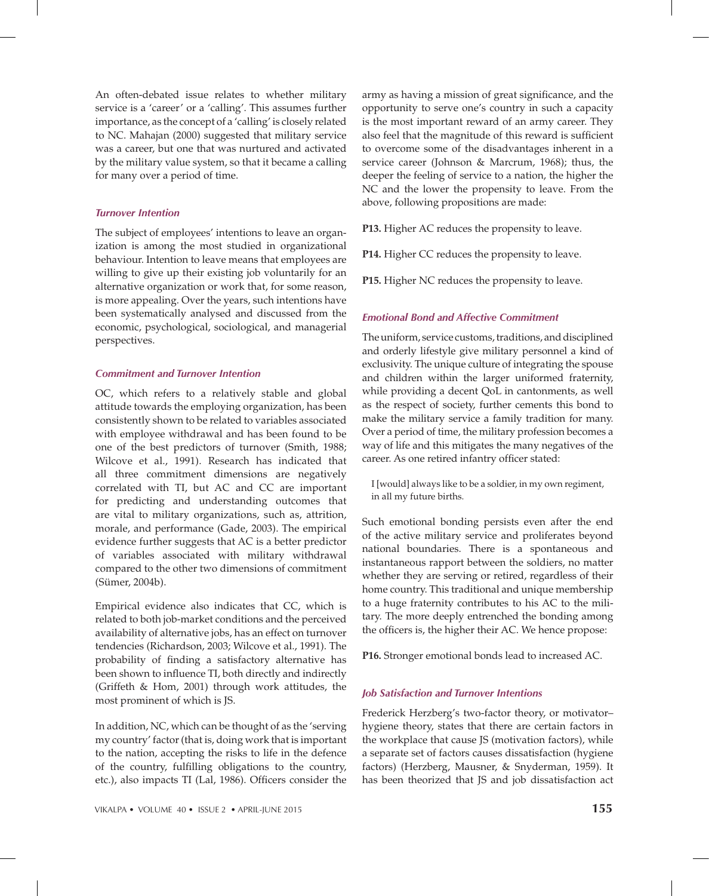An often-debated issue relates to whether military service is a 'career' or a 'calling'. This assumes further importance, as the concept of a 'calling' is closely related to NC. Mahajan (2000) suggested that military service was a career, but one that was nurtured and activated by the military value system, so that it became a calling for many over a period of time.

### *Turnover Intention*

The subject of employees' intentions to leave an organization is among the most studied in organizational behaviour. Intention to leave means that employees are willing to give up their existing job voluntarily for an alternative organization or work that, for some reason, is more appealing. Over the years, such intentions have been systematically analysed and discussed from the economic, psychological, sociological, and managerial perspectives.

### *Commitment and Turnover Intention*

OC, which refers to a relatively stable and global attitude towards the employing organization, has been consistently shown to be related to variables associated with employee withdrawal and has been found to be one of the best predictors of turnover (Smith, 1988; Wilcove et al., 1991). Research has indicated that all three commitment dimensions are negatively correlated with TI, but AC and CC are important for predicting and understanding outcomes that are vital to military organizations, such as, attrition, morale, and performance (Gade, 2003). The empirical evidence further suggests that AC is a better predictor of variables associated with military withdrawal compared to the other two dimensions of commitment (Sümer, 2004b).

Empirical evidence also indicates that CC, which is related to both job-market conditions and the perceived availability of alternative jobs, has an effect on turnover tendencies (Richardson, 2003; Wilcove et al., 1991). The probability of finding a satisfactory alternative has been shown to influence TI, both directly and indirectly (Griffeth & Hom, 2001) through work attitudes, the most prominent of which is JS.

In addition, NC, which can be thought of as the 'serving my country' factor (that is, doing work that is important to the nation, accepting the risks to life in the defence of the country, fulfilling obligations to the country, etc.), also impacts TI (Lal, 1986). Officers consider the army as having a mission of great significance, and the opportunity to serve one's country in such a capacity is the most important reward of an army career. They also feel that the magnitude of this reward is sufficient to overcome some of the disadvantages inherent in a service career (Johnson & Marcrum, 1968); thus, the deeper the feeling of service to a nation, the higher the NC and the lower the propensity to leave. From the above, following propositions are made:

**P13.** Higher AC reduces the propensity to leave.

**P14.** Higher CC reduces the propensity to leave.

**P15.** Higher NC reduces the propensity to leave.

### *Emotional Bond and Affective Commitment*

The uniform, service customs, traditions, and disciplined and orderly lifestyle give military personnel a kind of exclusivity. The unique culture of integrating the spouse and children within the larger uniformed fraternity, while providing a decent QoL in cantonments, as well as the respect of society, further cements this bond to make the military service a family tradition for many. Over a period of time, the military profession becomes a way of life and this mitigates the many negatives of the career. As one retired infantry officer stated:

> I [would] always like to be a soldier, in my own regiment, in all my future births.

Such emotional bonding persists even after the end of the active military service and proliferates beyond national boundaries. There is a spontaneous and instantaneous rapport between the soldiers, no matter whether they are serving or retired, regardless of their home country. This traditional and unique membership to a huge fraternity contributes to his AC to the military. The more deeply entrenched the bonding among the officers is, the higher their AC. We hence propose:

**P16.** Stronger emotional bonds lead to increased AC.

### *Job Satisfaction and Turnover Intentions*

Frederick Herzberg's two-factor theory, or motivator–hygiene theory, states that there are certain factors in the workplace that cause JS (motivation factors), while a separate set of factors causes dissatisfaction (hygiene factors) (Herzberg, Mausner, & Snyderman, 1959). It has been theorized that JS and job dissatisfaction act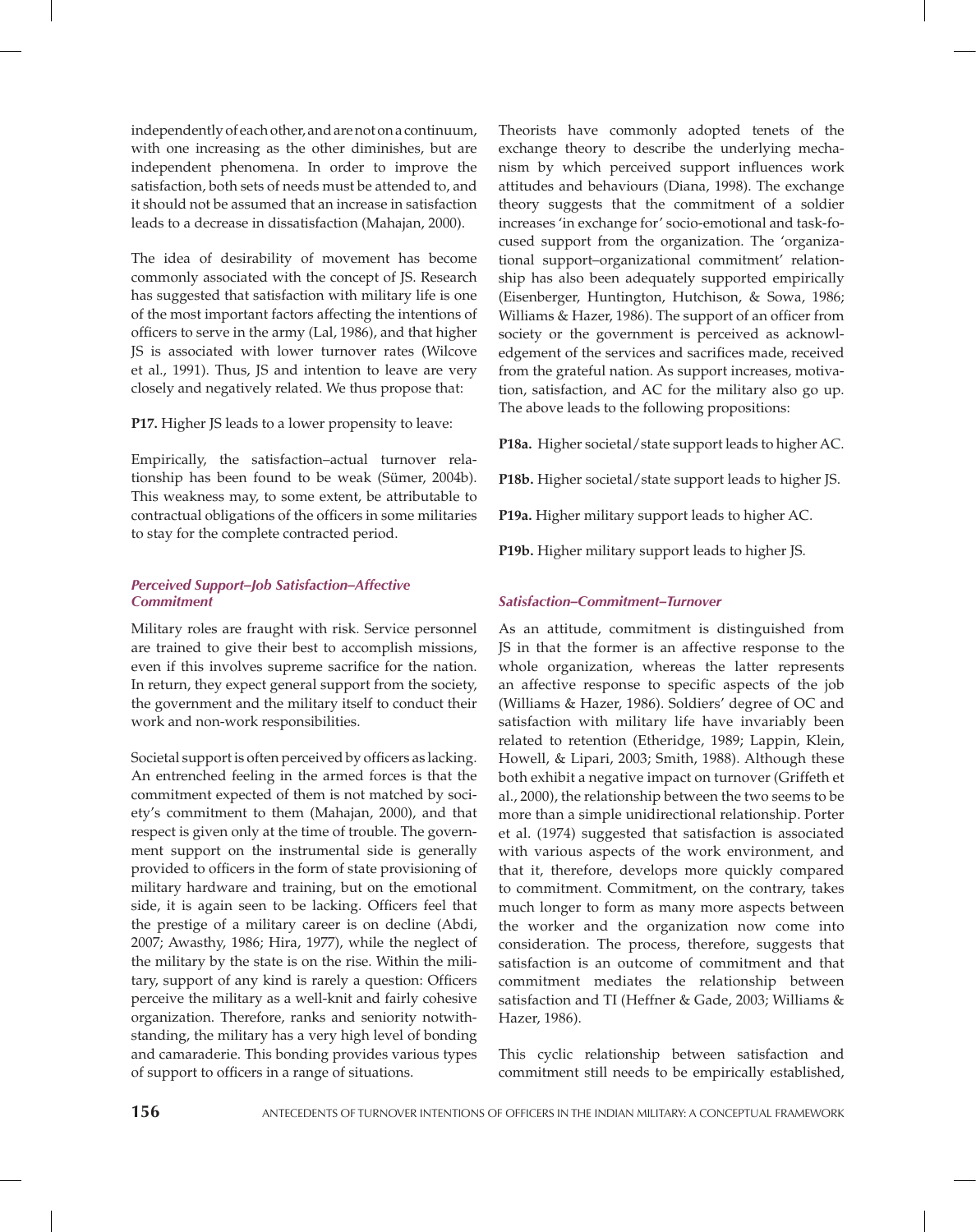independently of each other, and are not on a continuum, with one increasing as the other diminishes, but are independent phenomena. In order to improve the satisfaction, both sets of needs must be attended to, and it should not be assumed that an increase in satisfaction leads to a decrease in dissatisfaction (Mahajan, 2000).

The idea of desirability of movement has become commonly associated with the concept of JS. Research has suggested that satisfaction with military life is one of the most important factors affecting the intentions of officers to serve in the army (Lal, 1986), and that higher JS is associated with lower turnover rates (Wilcove et al., 1991). Thus, JS and intention to leave are very closely and negatively related. We thus propose that:

**P17.** Higher JS leads to a lower propensity to leave:

Empirically, the satisfaction–actual turnover relationship has been found to be weak (Sümer, 2004b). This weakness may, to some extent, be attributable to contractual obligations of the officers in some militaries to stay for the complete contracted period.

### *Perceived Support–Job Satisfaction–Affective Commitment*

Military roles are fraught with risk. Service personnel are trained to give their best to accomplish missions, even if this involves supreme sacrifice for the nation. In return, they expect general support from the society, the government and the military itself to conduct their work and non-work responsibilities.

Societal support is often perceived by officers as lacking. An entrenched feeling in the armed forces is that the commitment expected of them is not matched by society's commitment to them (Mahajan, 2000), and that respect is given only at the time of trouble. The government support on the instrumental side is generally provided to officers in the form of state provisioning of military hardware and training, but on the emotional side, it is again seen to be lacking. Officers feel that the prestige of a military career is on decline (Abdi, 2007; Awasthy, 1986; Hira, 1977), while the neglect of the military by the state is on the rise. Within the military, support of any kind is rarely a question: Officers perceive the military as a well-knit and fairly cohesive organization. Therefore, ranks and seniority notwithstanding, the military has a very high level of bonding and camaraderie. This bonding provides various types of support to officers in a range of situations.

Theorists have commonly adopted tenets of the exchange theory to describe the underlying mechanism by which perceived support influences work attitudes and behaviours (Diana, 1998). The exchange theory suggests that the commitment of a soldier increases 'in exchange for' socio-emotional and task-focused support from the organization. The 'organizational support–organizational commitment' relationship has also been adequately supported empirically (Eisenberger, Huntington, Hutchison, & Sowa, 1986; Williams & Hazer, 1986). The support of an officer from society or the government is perceived as acknowledgement of the services and sacrifices made, received from the grateful nation. As support increases, motivation, satisfaction, and AC for the military also go up. The above leads to the following propositions:

**P18a.** Higher societal/state support leads to higher AC.

**P18b.** Higher societal/state support leads to higher JS.

**P19a.** Higher military support leads to higher AC.

**P19b.** Higher military support leads to higher JS.

### *Satisfaction–Commitment–Turnover*

As an attitude, commitment is distinguished from JS in that the former is an affective response to the whole organization, whereas the latter represents an affective response to specific aspects of the job (Williams & Hazer, 1986). Soldiers' degree of OC and satisfaction with military life have invariably been related to retention (Etheridge, 1989; Lappin, Klein, Howell, & Lipari, 2003; Smith, 1988). Although these both exhibit a negative impact on turnover (Griffeth et al., 2000), the relationship between the two seems to be more than a simple unidirectional relationship. Porter et al. (1974) suggested that satisfaction is associated with various aspects of the work environment, and that it, therefore, develops more quickly compared to commitment. Commitment, on the contrary, takes much longer to form as many more aspects between the worker and the organization now come into consideration. The process, therefore, suggests that satisfaction is an outcome of commitment and that commitment mediates the relationship between satisfaction and TI (Heffner & Gade, 2003; Williams & Hazer, 1986).

This cyclic relationship between satisfaction and commitment still needs to be empirically established,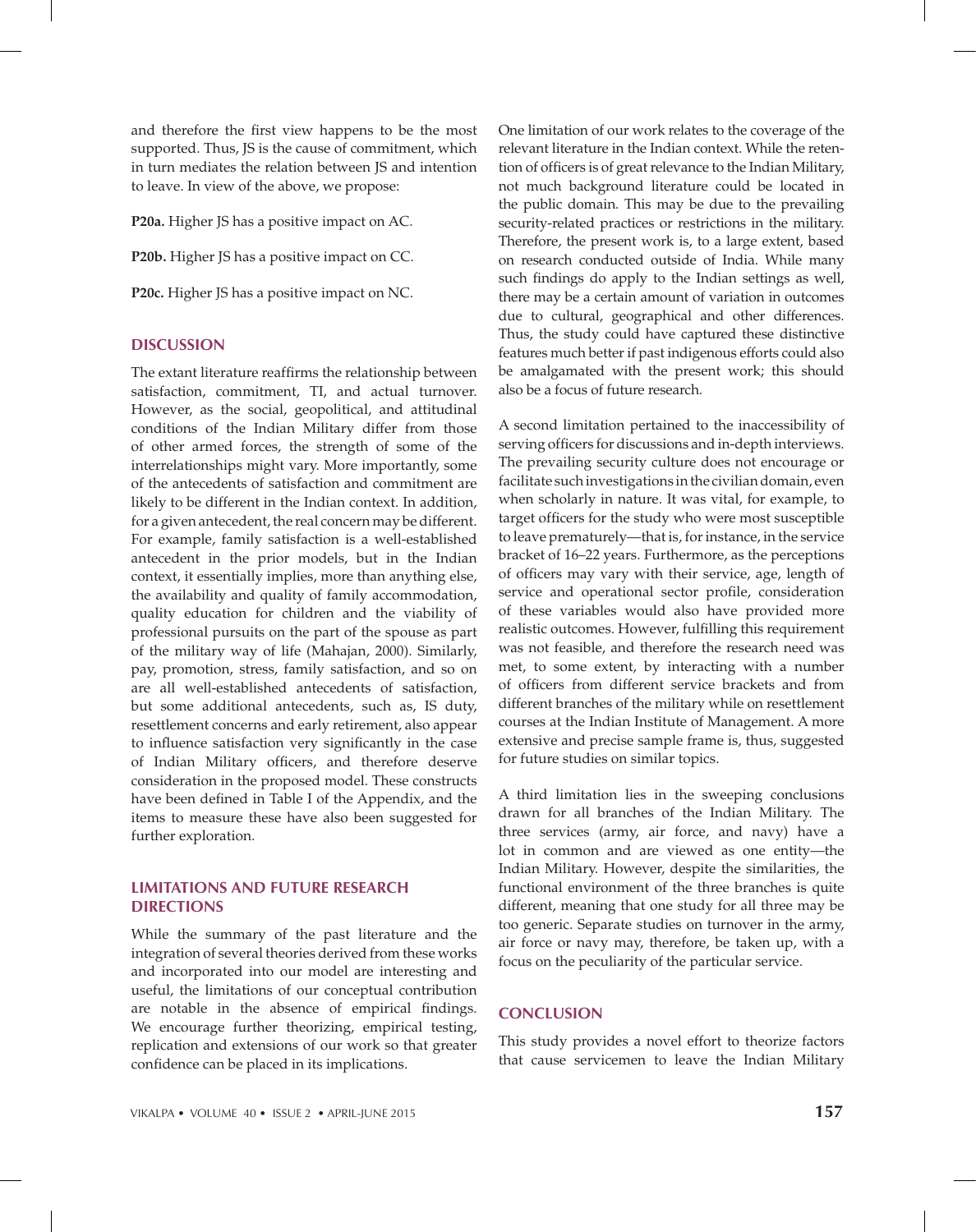and therefore the first view happens to be the most supported. Thus, JS is the cause of commitment, which in turn mediates the relation between JS and intention to leave. In view of the above, we propose:

**P20a.** Higher JS has a positive impact on AC.

**P20b.** Higher JS has a positive impact on CC.

**P20c.** Higher JS has a positive impact on NC.

## DISCUSSION

The extant literature reaffirms the relationship between satisfaction, commitment, TI, and actual turnover. However, as the social, geopolitical, and attitudinal conditions of the Indian Military differ from those of other armed forces, the strength of some of the interrelationships might vary. More importantly, some of the antecedents of satisfaction and commitment are likely to be different in the Indian context. In addition, for a given antecedent, the real concern may be different. For example, family satisfaction is a well-established antecedent in the prior models, but in the Indian context, it essentially implies, more than anything else, the availability and quality of family accommodation, quality education for children and the viability of professional pursuits on the part of the spouse as part of the military way of life (Mahajan, 2000). Similarly, pay, promotion, stress, family satisfaction, and so on are all well-established antecedents of satisfaction, but some additional antecedents, such as, IS duty, resettlement concerns and early retirement, also appear to influence satisfaction very significantly in the case of Indian Military officers, and therefore deserve consideration in the proposed model. These constructs have been defined in Table I of the Appendix, and the items to measure these have also been suggested for further exploration.

## LIMITATIONS AND FUTURE RESEARCH DIRECTIONS

While the summary of the past literature and the integration of several theories derived from these works and incorporated into our model are interesting and useful, the limitations of our conceptual contribution are notable in the absence of empirical findings. We encourage further theorizing, empirical testing, replication and extensions of our work so that greater confidence can be placed in its implications.

One limitation of our work relates to the coverage of the relevant literature in the Indian context. While the retention of officers is of great relevance to the Indian Military, not much background literature could be located in the public domain. This may be due to the prevailing security-related practices or restrictions in the military. Therefore, the present work is, to a large extent, based on research conducted outside of India. While many such findings do apply to the Indian settings as well, there may be a certain amount of variation in outcomes due to cultural, geographical and other differences. Thus, the study could have captured these distinctive features much better if past indigenous efforts could also be amalgamated with the present work; this should also be a focus of future research.

A second limitation pertained to the inaccessibility of serving officers for discussions and in-depth interviews. The prevailing security culture does not encourage or facilitate such investigations in the civilian domain, even when scholarly in nature. It was vital, for example, to target officers for the study who were most susceptible to leave prematurely—that is, for instance, in the service bracket of 16–22 years. Furthermore, as the perceptions of officers may vary with their service, age, length of service and operational sector profile, consideration of these variables would also have provided more realistic outcomes. However, fulfilling this requirement was not feasible, and therefore the research need was met, to some extent, by interacting with a number of officers from different service brackets and from different branches of the military while on resettlement courses at the Indian Institute of Management. A more extensive and precise sample frame is, thus, suggested for future studies on similar topics.

A third limitation lies in the sweeping conclusions drawn for all branches of the Indian Military. The three services (army, air force, and navy) have a lot in common and are viewed as one entity—the Indian Military. However, despite the similarities, the functional environment of the three branches is quite different, meaning that one study for all three may be too generic. Separate studies on turnover in the army, air force or navy may, therefore, be taken up, with a focus on the peculiarity of the particular service.

## CONCLUSION

This study provides a novel effort to theorize factors that cause servicemen to leave the Indian Military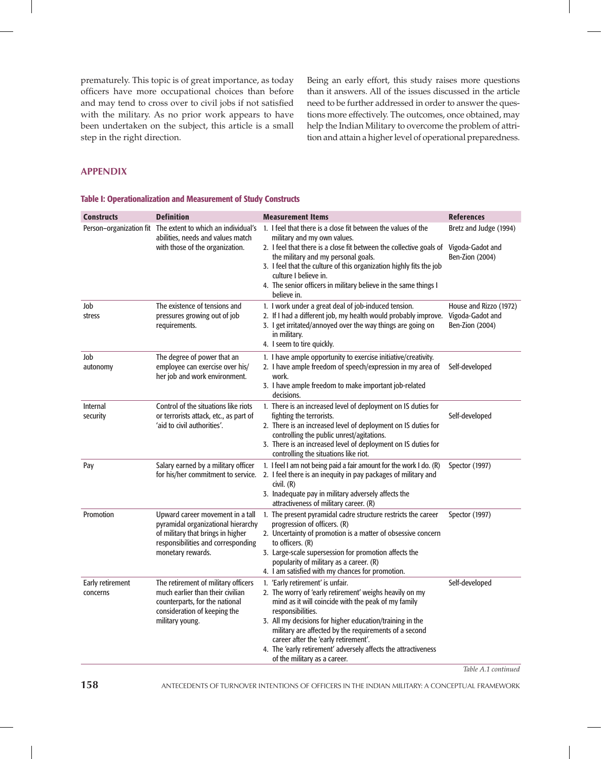prematurely. This topic is of great importance, as today officers have more occupational choices than before and may tend to cross over to civil jobs if not satisfied with the military. As no prior work appears to have been undertaken on the subject, this article is a small step in the right direction.

Being an early effort, this study raises more questions than it answers. All of the issues discussed in the article need to be further addressed in order to answer the questions more effectively. The outcomes, once obtained, may help the Indian Military to overcome the problem of attrition and attain a higher level of operational preparedness.

## APPENDIX

### Table I: Operationalization and Measurement of Study Constructs

| Constructs | Definition | Measurement Items | References |
|---|---|---|---|
| Person–organization fit | The extent to which an individual's abilities, needs and values match with those of the organization. | 1. I feel that there is a close fit between the values of the military and my own values.<br>2. I feel that there is a close fit between the collective goals of the military and my personal goals.<br>3. I feel that the culture of this organization highly fits the job culture I believe in.<br>4. The senior officers in military believe in the same things I believe in. | Bretz and Judge (1994)<br>Vigoda-Gadot and Ben-Zion (2004) |
| Job stress | The existence of tensions and pressures growing out of job requirements. | 1. I work under a great deal of job-induced tension.<br>2. If I had a different job, my health would probably improve.<br>3. I get irritated/annoyed over the way things are going on in military.<br>4. I seem to tire quickly. | House and Rizzo (1972)<br>Vigoda-Gadot and Ben-Zion (2004) |
| Job autonomy | The degree of power that an employee can exercise over his/her job and work environment. | 1. I have ample opportunity to exercise initiative/creativity.<br>2. I have ample freedom of speech/expression in my area of work.<br>3. I have ample freedom to make important job-related decisions. | Self-developed |
| Internal security | Control of the situations like riots or terrorists attack, etc., as part of 'aid to civil authorities'. | 1. There is an increased level of deployment on IS duties for fighting the terrorists.<br>2. There is an increased level of deployment on IS duties for controlling the public unrest/agitations.<br>3. There is an increased level of deployment on IS duties for controlling the situations like riot. | Self-developed |
| Pay | Salary earned by a military officer for his/her commitment to service. | 1. I feel I am not being paid a fair amount for the work I do. (R)<br>2. I feel there is an inequity in pay packages of military and civil. (R)<br>3. Inadequate pay in military adversely affects the attractiveness of military career. (R) | Spector (1997) |
| Promotion | Upward career movement in a tall pyramidal organizational hierarchy of military that brings in higher responsibilities and corresponding monetary rewards. | 1. The present pyramidal cadre structure restricts the career progression of officers. (R)<br>2. Uncertainty of promotion is a matter of obsessive concern to officers. (R)<br>3. Large-scale supersession for promotion affects the popularity of military as a career. (R)<br>4. I am satisfied with my chances for promotion. | Spector (1997) |
| Early retirement concerns | The retirement of military officers much earlier than their civilian counterparts, for the national consideration of keeping the military young. | 1. 'Early retirement' is unfair.<br>2. The worry of 'early retirement' weighs heavily on my mind as it will coincide with the peak of my family responsibilities.<br>3. All my decisions for higher education/training in the military are affected by the requirements of a second career after the 'early retirement'.<br>4. The 'early retirement' adversely affects the attractiveness of the military as a career. | Self-developed |

*Table A.1 continued*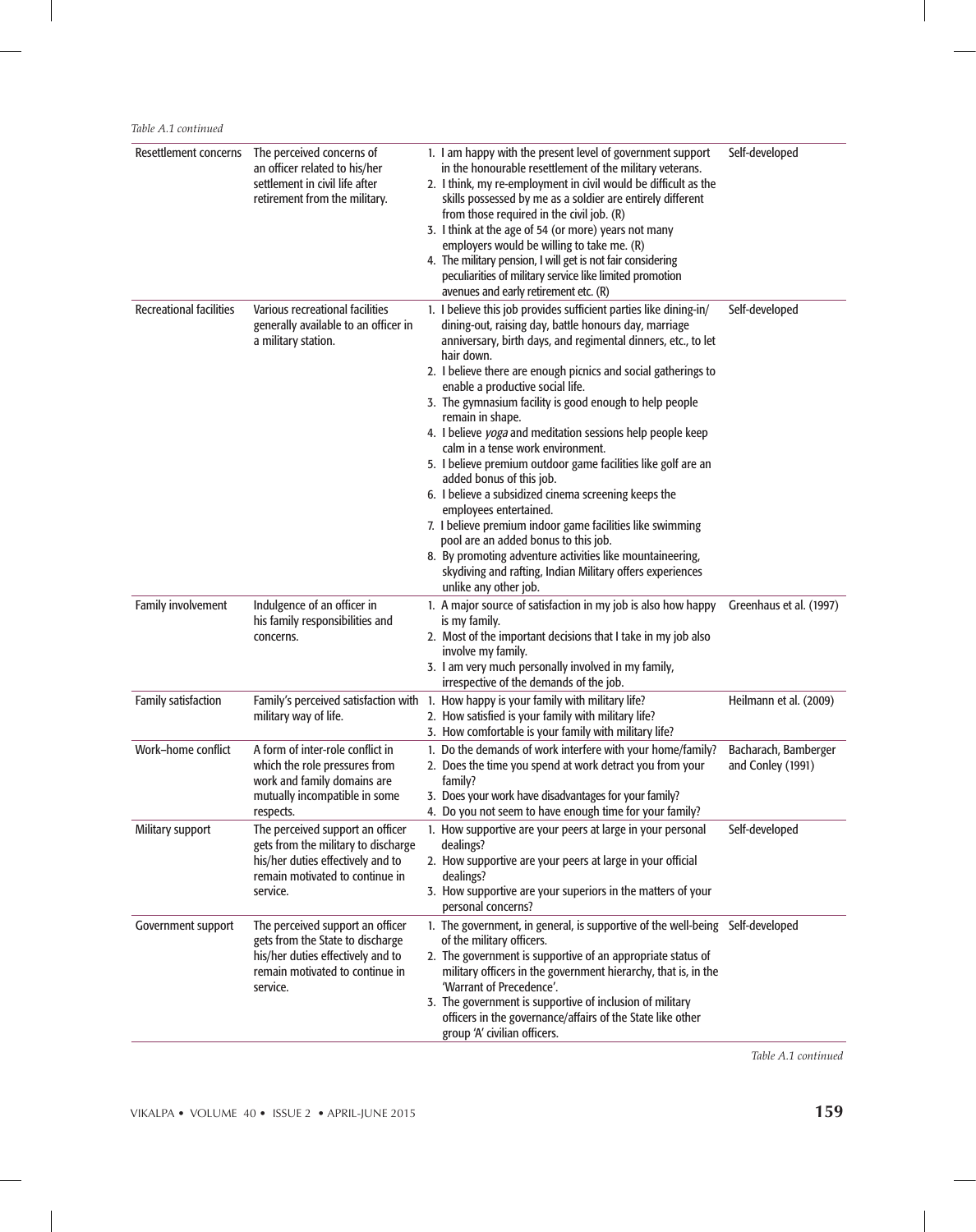*Table A.1 continued*

| | | | |
|---|---|---|---|
| Resettlement concerns | The perceived concerns of an officer related to his/her settlement in civil life after retirement from the military. | 1. I am happy with the present level of government support in the honourable resettlement of the military veterans.<br>2. I think, my re-employment in civil would be difficult as the skills possessed by me as a soldier are entirely different from those required in the civil job. (R)<br>3. I think at the age of 54 (or more) years not many employers would be willing to take me. (R)<br>4. The military pension, I will get is not fair considering peculiarities of military service like limited promotion avenues and early retirement etc. (R) | Self-developed |
| Recreational facilities | Various recreational facilities generally available to an officer in a military station. | 1. I believe this job provides sufficient parties like dining-in/dining-out, raising day, battle honours day, marriage anniversary, birth days, and regimental dinners, etc., to let hair down.<br>2. I believe there are enough picnics and social gatherings to enable a productive social life.<br>3. The gymnasium facility is good enough to help people remain in shape.<br>4. I believe *yoga* and meditation sessions help people keep calm in a tense work environment.<br>5. I believe premium outdoor game facilities like golf are an added bonus of this job.<br>6. I believe a subsidized cinema screening keeps the employees entertained.<br>7. I believe premium indoor game facilities like swimming pool are an added bonus to this job.<br>8. By promoting adventure activities like mountaineering, skydiving and rafting, Indian Military offers experiences unlike any other job. | Self-developed |
| Family involvement | Indulgence of an officer in his family responsibilities and concerns. | 1. A major source of satisfaction in my job is also how happy is my family.<br>2. Most of the important decisions that I take in my job also involve my family.<br>3. I am very much personally involved in my family, irrespective of the demands of the job. | Greenhaus et al. (1997) |
| Family satisfaction | Family's perceived satisfaction with military way of life. | 1. How happy is your family with military life?<br>2. How satisfied is your family with military life?<br>3. How comfortable is your family with military life? | Heilmann et al. (2009) |
| Work–home conflict | A form of inter-role conflict in which the role pressures from work and family domains are mutually incompatible in some respects. | 1. Do the demands of work interfere with your home/family?<br>2. Does the time you spend at work detract you from your family?<br>3. Does your work have disadvantages for your family?<br>4. Do you not seem to have enough time for your family? | Bacharach, Bamberger and Conley (1991) |
| Military support | The perceived support an officer gets from the military to discharge his/her duties effectively and to remain motivated to continue in service. | 1. How supportive are your peers at large in your personal dealings?<br>2. How supportive are your peers at large in your official dealings?<br>3. How supportive are your superiors in the matters of your personal concerns? | Self-developed |
| Government support | The perceived support an officer gets from the State to discharge his/her duties effectively and to remain motivated to continue in service. | 1. The government, in general, is supportive of the well-being of the military officers.<br>2. The government is supportive of an appropriate status of military officers in the government hierarchy, that is, in the 'Warrant of Precedence'.<br>3. The government is supportive of inclusion of military officers in the governance/affairs of the State like other group 'A' civilian officers. | Self-developed |

*Table A.1 continued*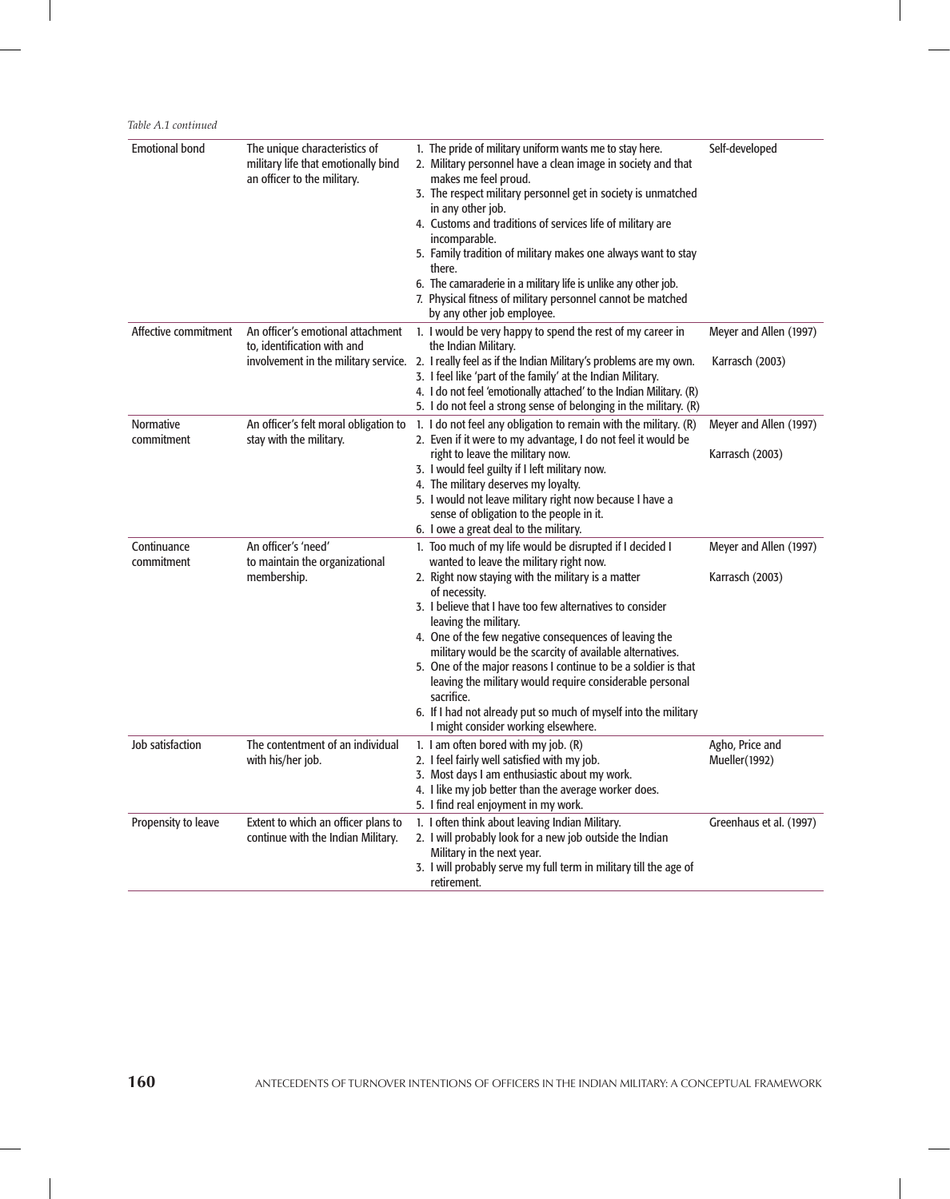*Table A.1 continued*

| | | | |
|---|---|---|---|
| Emotional bond | The unique characteristics of military life that emotionally bind an officer to the military. | 1. The pride of military uniform wants me to stay here.<br>2. Military personnel have a clean image in society and that makes me feel proud.<br>3. The respect military personnel get in society is unmatched in any other job.<br>4. Customs and traditions of services life of military are incomparable.<br>5. Family tradition of military makes one always want to stay there.<br>6. The camaraderie in a military life is unlike any other job.<br>7. Physical fitness of military personnel cannot be matched by any other job employee. | Self-developed |
| Affective commitment | An officer's emotional attachment to, identification with and involvement in the military service. | 1. I would be very happy to spend the rest of my career in the Indian Military.<br>2. I really feel as if the Indian Military's problems are my own.<br>3. I feel like 'part of the family' at the Indian Military.<br>4. I do not feel 'emotionally attached' to the Indian Military. (R)<br>5. I do not feel a strong sense of belonging in the military. (R) | Meyer and Allen (1997)<br>Karrasch (2003) |
| Normative commitment | An officer's felt moral obligation to stay with the military. | 1. I do not feel any obligation to remain with the military. (R)<br>2. Even if it were to my advantage, I do not feel it would be right to leave the military now.<br>3. I would feel guilty if I left military now.<br>4. The military deserves my loyalty.<br>5. I would not leave military right now because I have a sense of obligation to the people in it.<br>6. I owe a great deal to the military. | Meyer and Allen (1997)<br>Karrasch (2003) |
| Continuance commitment | An officer's 'need' to maintain the organizational membership. | 1. Too much of my life would be disrupted if I decided I wanted to leave the military right now.<br>2. Right now staying with the military is a matter of necessity.<br>3. I believe that I have too few alternatives to consider leaving the military.<br>4. One of the few negative consequences of leaving the military would be the scarcity of available alternatives.<br>5. One of the major reasons I continue to be a soldier is that leaving the military would require considerable personal sacrifice.<br>6. If I had not already put so much of myself into the military I might consider working elsewhere. | Meyer and Allen (1997)<br>Karrasch (2003) |
| Job satisfaction | The contentment of an individual with his/her job. | 1. I am often bored with my job. (R)<br>2. I feel fairly well satisfied with my job.<br>3. Most days I am enthusiastic about my work.<br>4. I like my job better than the average worker does.<br>5. I find real enjoyment in my work. | Agho, Price and Mueller(1992) |
| Propensity to leave | Extent to which an officer plans to continue with the Indian Military. | 1. I often think about leaving Indian Military.<br>2. I will probably look for a new job outside the Indian Military in the next year.<br>3. I will probably serve my full term in military till the age of retirement. | Greenhaus et al. (1997) |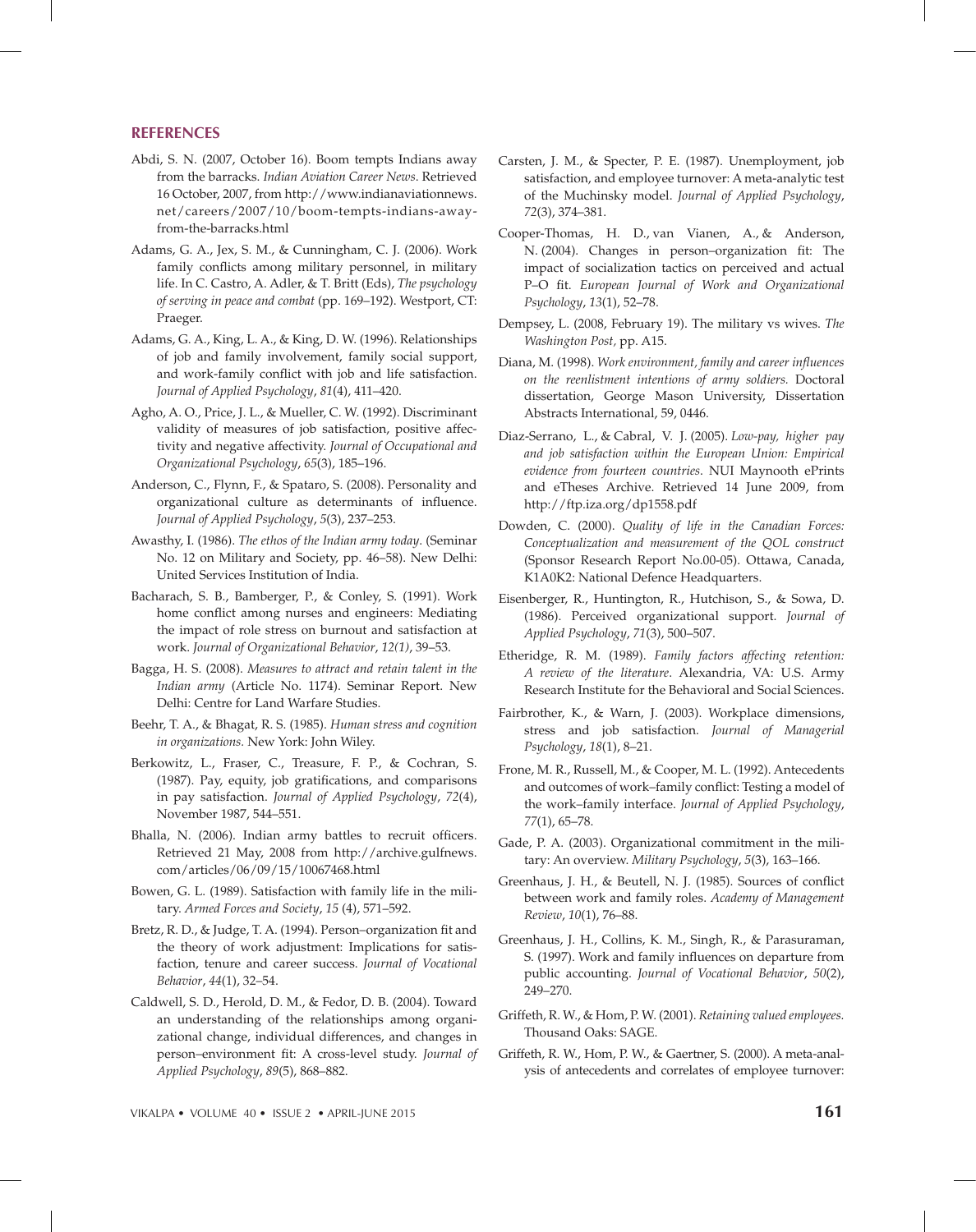## REFERENCES

Abdi, S. N. (2007, October 16). Boom tempts Indians away from the barracks. *Indian Aviation Career News*. Retrieved 16 October, 2007, from http://www.indianaviationnews.net/careers/2007/10/boom-tempts-indians-away-from-the-barracks.html

Adams, G. A., Jex, S. M., & Cunningham, C. J. (2006). Work family conflicts among military personnel, in military life. In C. Castro, A. Adler, & T. Britt (Eds), *The psychology of serving in peace and combat* (pp. 169–192). Westport, CT: Praeger.

Adams, G. A., King, L. A., & King, D. W. (1996). Relationships of job and family involvement, family social support, and work-family conflict with job and life satisfaction. *Journal of Applied Psychology*, *81*(4), 411–420.

Agho, A. O., Price, J. L., & Mueller, C. W. (1992). Discriminant validity of measures of job satisfaction, positive affectivity and negative affectivity. *Journal of Occupational and Organizational Psychology*, *65*(3), 185–196.

Anderson, C., Flynn, F., & Spataro, S. (2008). Personality and organizational culture as determinants of influence. *Journal of Applied Psychology*, *5*(3), 237–253.

Awasthy, I. (1986). *The ethos of the Indian army today*. (Seminar No. 12 on Military and Society, pp. 46–58). New Delhi: United Services Institution of India.

Bacharach, S. B., Bamberger, P., & Conley, S. (1991). Work home conflict among nurses and engineers: Mediating the impact of role stress on burnout and satisfaction at work. *Journal of Organizational Behavior*, *12(1)*, 39–53.

Bagga, H. S. (2008). *Measures to attract and retain talent in the Indian army* (Article No. 1174). Seminar Report. New Delhi: Centre for Land Warfare Studies.

Beehr, T. A., & Bhagat, R. S. (1985). *Human stress and cognition in organizations.* New York: John Wiley.

Berkowitz, L., Fraser, C., Treasure, F. P., & Cochran, S. (1987). Pay, equity, job gratifications, and comparisons in pay satisfaction. *Journal of Applied Psychology*, *72*(4), November 1987, 544–551.

Bhalla, N. (2006). Indian army battles to recruit officers. Retrieved 21 May, 2008 from http://archive.gulfnews.com/articles/06/09/15/10067468.html

Bowen, G. L. (1989). Satisfaction with family life in the military. *Armed Forces and Society*, *15* (4), 571–592.

Bretz, R. D., & Judge, T. A. (1994). Person–organization fit and the theory of work adjustment: Implications for satisfaction, tenure and career success. *Journal of Vocational Behavior*, *44*(1), 32–54.

Caldwell, S. D., Herold, D. M., & Fedor, D. B. (2004). Toward an understanding of the relationships among organizational change, individual differences, and changes in person–environment fit: A cross-level study. *Journal of Applied Psychology*, *89*(5), 868–882.

Carsten, J. M., & Specter, P. E. (1987). Unemployment, job satisfaction, and employee turnover: A meta-analytic test of the Muchinsky model. *Journal of Applied Psychology*, *72*(3), 374–381.

Cooper-Thomas, H. D., van Vianen, A., & Anderson, N. (2004). Changes in person–organization fit: The impact of socialization tactics on perceived and actual P–O fit. *European Journal of Work and Organizational Psychology*, *13*(1), 52–78.

Dempsey, L. (2008, February 19). The military vs wives. *The Washington Post,* pp. A15.

Diana, M. (1998). *Work environment, family and career influences on the reenlistment intentions of army soldiers.* Doctoral dissertation, George Mason University, Dissertation Abstracts International, 59, 0446.

Diaz-Serrano, L., & Cabral, V. J. (2005). *Low-pay, higher pay and job satisfaction within the European Union: Empirical evidence from fourteen countries*. NUI Maynooth ePrints and eTheses Archive. Retrieved 14 June 2009, from http://ftp.iza.org/dp1558.pdf

Dowden, C. (2000). *Quality of life in the Canadian Forces: Conceptualization and measurement of the QOL construct* (Sponsor Research Report No.00-05). Ottawa, Canada, K1A0K2: National Defence Headquarters.

Eisenberger, R., Huntington, R., Hutchison, S., & Sowa, D. (1986). Perceived organizational support. *Journal of Applied Psychology*, *71*(3), 500–507.

Etheridge, R. M. (1989). *Family factors affecting retention: A review of the literature*. Alexandria, VA: U.S. Army Research Institute for the Behavioral and Social Sciences.

Fairbrother, K., & Warn, J. (2003). Workplace dimensions, stress and job satisfaction. *Journal of Managerial Psychology*, *18*(1), 8–21.

Frone, M. R., Russell, M., & Cooper, M. L. (1992). Antecedents and outcomes of work–family conflict: Testing a model of the work–family interface. *Journal of Applied Psychology*, *77*(1), 65–78.

Gade, P. A. (2003). Organizational commitment in the military: An overview. *Military Psychology*, *5*(3), 163–166.

Greenhaus, J. H., & Beutell, N. J. (1985). Sources of conflict between work and family roles. *Academy of Management Review*, *10*(1), 76–88.

Greenhaus, J. H., Collins, K. M., Singh, R., & Parasuraman, S. (1997). Work and family influences on departure from public accounting. *Journal of Vocational Behavior*, *50*(2), 249–270.

Griffeth, R. W., & Hom, P. W. (2001). *Retaining valued employees.* Thousand Oaks: SAGE.

Griffeth, R. W., Hom, P. W., & Gaertner, S. (2000). A meta-analysis of antecedents and correlates of employee turnover: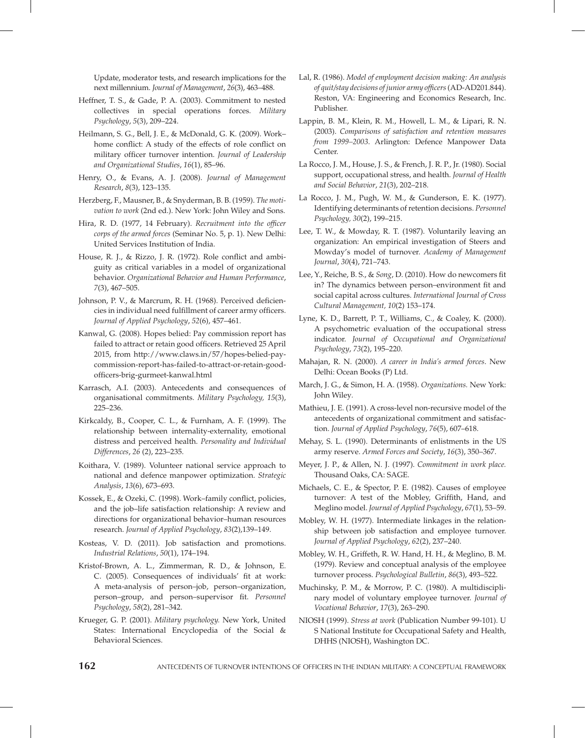Update, moderator tests, and research implications for the next millennium. *Journal of Management*, *26*(3), 463–488.

Heffner, T. S., & Gade, P. A. (2003). Commitment to nested collectives in special operations forces. *Military Psychology*, *5*(3), 209–224.

Heilmann, S. G., Bell, J. E., & McDonald, G. K. (2009). Work–home conflict: A study of the effects of role conflict on military officer turnover intention. *Journal of Leadership and Organizational Studies*, *16*(1), 85–96.

Henry, O., & Evans, A. J. (2008). *Journal of Management Research*, *8*(3), 123–135.

Herzberg, F., Mausner, B., & Snyderman, B. B. (1959). *The motivation to work* (2nd ed.). New York: John Wiley and Sons.

Hira, R. D. (1977, 14 February). *Recruitment into the officer corps of the armed forces* (Seminar No. 5, p. 1). New Delhi: United Services Institution of India.

House, R. J., & Rizzo, J. R. (1972). Role conflict and ambiguity as critical variables in a model of organizational behavior. *Organizational Behavior and Human Performance*, *7*(3), 467–505.

Johnson, P. V., & Marcrum, R. H. (1968). Perceived deficiencies in individual need fulfillment of career army officers. *Journal of Applied Psychology*, *52*(6), 457–461.

Kanwal, G. (2008). Hopes belied: Pay commission report has failed to attract or retain good officers. Retrieved 25 April 2015, from http://www.claws.in/57/hopes-belied-pay-commission-report-has-failed-to-attract-or-retain-good-officers-brig-gurmeet-kanwal.html

Karrasch, A.I. (2003). Antecedents and consequences of organisational commitments. *Military Psychology, 15*(3), 225–236.

Kirkcaldy, B., Cooper, C. L., & Furnham, A. F. (1999). The relationship between internality-externality, emotional distress and perceived health. *Personality and Individual Differences*, *26* (2), 223–235.

Koithara, V. (1989). Volunteer national service approach to national and defence manpower optimization. *Strategic Analysis*, *13*(6), 673–693.

Kossek, E., & Ozeki, C. (1998). Work–family conflict, policies, and the job–life satisfaction relationship: A review and directions for organizational behavior–human resources research. *Journal of Applied Psychology*, *83*(2),139–149.

Kosteas, V. D. (2011). Job satisfaction and promotions. *Industrial Relations*, *50*(1), 174–194.

Kristof-Brown, A. L., Zimmerman, R. D., & Johnson, E. C. (2005). Consequences of individuals' fit at work: A meta-analysis of person–job, person–organization, person–group, and person–supervisor fit. *Personnel Psychology*, *58*(2), 281–342.

Krueger, G. P. (2001). *Military psychology.* New York, United States: International Encyclopedia of the Social & Behavioral Sciences.

Lal, R. (1986). *Model of employment decision making: An analysis of quit/stay decisions of junior army officers* (AD-AD201.844). Reston, VA: Engineering and Economics Research, Inc. Publisher.

Lappin, B. M., Klein, R. M., Howell, L. M., & Lipari, R. N. (2003). *Comparisons of satisfaction and retention measures from 1999–2003.* Arlington: Defence Manpower Data Center.

La Rocco, J. M., House, J. S., & French, J. R. P., Jr. (1980). Social support, occupational stress, and health. *Journal of Health and Social Behavior*, *21*(3), 202–218.

La Rocco, J. M., Pugh, W. M., & Gunderson, E. K. (1977). Identifying determinants of retention decisions. *Personnel Psychology, 30*(2), 199–215.

Lee, T. W., & Mowday, R. T. (1987). Voluntarily leaving an organization: An empirical investigation of Steers and Mowday's model of turnover. *Academy of Management Journal*, *30*(4), 721–743.

Lee, Y., Reiche, B. S., & *Song*, D. (2010). How do newcomers fit in? The dynamics between person–environment fit and social capital across cultures. *International Journal of Cross Cultural Management, 10*(2) 153–174.

Lyne, K. D., Barrett, P. T., Williams, C., & Coaley, K. (2000). A psychometric evaluation of the occupational stress indicator. *Journal of Occupational and Organizational Psychology*, *73*(2), 195–220.

Mahajan, R. N. (2000). *A career in India's armed forces*. New Delhi: Ocean Books (P) Ltd.

March, J. G., & Simon, H. A. (1958). *Organizations.* New York: John Wiley.

Mathieu, J. E. (1991). A cross-level non-recursive model of the antecedents of organizational commitment and satisfaction. *Journal of Applied Psychology*, *76*(5), 607–618.

Mehay, S. L. (1990). Determinants of enlistments in the US army reserve. *Armed Forces and Society*, *16*(3), 350–367.

Meyer, J. P., & Allen, N. J. (1997). *Commitment in work place.* Thousand Oaks, CA: SAGE.

Michaels, C. E., & Spector, P. E. (1982). Causes of employee turnover: A test of the Mobley, Griffith, Hand, and Meglino model. *Journal of Applied Psychology*, *67*(1), 53–59.

Mobley, W. H. (1977). Intermediate linkages in the relationship between job satisfaction and employee turnover. *Journal of Applied Psychology*, *62*(2), 237–240.

Mobley, W. H., Griffeth, R. W. Hand, H. H., & Meglino, B. M. (1979). Review and conceptual analysis of the employee turnover process. *Psychological Bulletin*, *86*(3), 493–522.

Muchinsky, P. M., & Morrow, P. C. (1980). A multidisciplinary model of voluntary employee turnover. *Journal of Vocational Behavior*, *17*(3), 263–290.

NIOSH (1999). *Stress at work* (Publication Number 99-101). U S National Institute for Occupational Safety and Health, DHHS (NIOSH), Washington DC.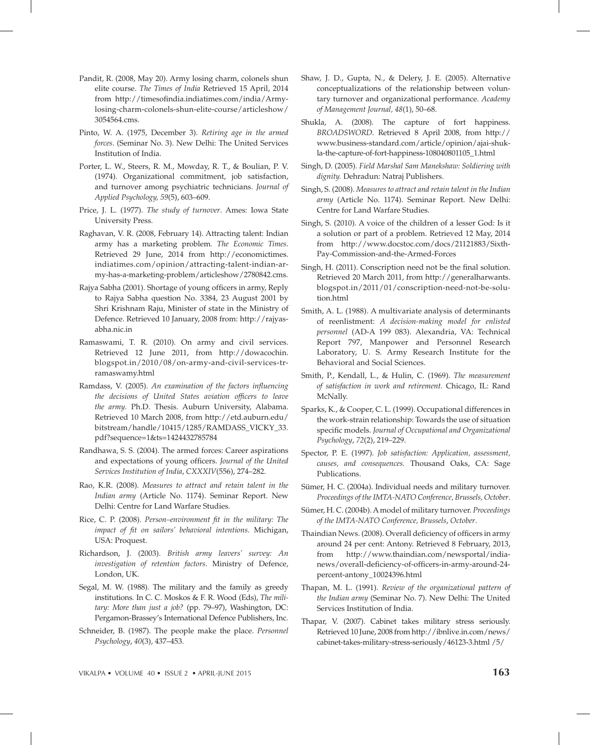Pandit, R. (2008, May 20). Army losing charm, colonels shun elite course. *The Times of India* Retrieved 15 April, 2014 from http://timesofindia.indiatimes.com/india/Army-losing-charm-colonels-shun-elite-course/articleshow/3054564.cms.

Pinto, W. A. (1975, December 3). *Retiring age in the armed forces*. (Seminar No. 3). New Delhi: The United Services Institution of India.

Porter, L. W., Steers, R. M., Mowday, R. T., & Boulian, P. V. (1974). Organizational commitment, job satisfaction, and turnover among psychiatric technicians. *Journal of Applied Psychology, 59*(5), 603–609.

Price, J. L. (1977). *The study of turnover*. Ames: Iowa State University Press.

Raghavan, V. R. (2008, February 14). Attracting talent: Indian army has a marketing problem*. The Economic Times*. Retrieved 29 June, 2014 from http://economictimes.indiatimes.com/opinion/attracting-talent-indian-army-has-a-marketing-problem/articleshow/2780842.cms.

Rajya Sabha (2001). Shortage of young officers in army, Reply to Rajya Sabha question No. 3384, 23 August 2001 by Shri Krishnam Raju, Minister of state in the Ministry of Defence. Retrieved 10 January, 2008 from: http://rajyasabha.nic.in

Ramaswami, T. R. (2010). On army and civil services. Retrieved 12 June 2011, from http://dowacochin.blogspot.in/2010/08/on-army-and-civil-services-tr-ramaswamy.html

Ramdass, V. (2005). *An examination of the factors influencing the decisions of United States aviation officers to leave the army*. Ph.D. Thesis. Auburn University, Alabama. Retrieved 10 March 2008, from http://etd.auburn.edu/bitstream/handle/10415/1285/RAMDASS_VICKY_33.pdf?sequence=1&ts=1424432785784

Randhawa, S. S. (2004). The armed forces: Career aspirations and expectations of young officers. *Journal of the United Services Institution of India*, *CXXXIV*(556), 274–282.

Rao, K.R. (2008). *Measures to attract and retain talent in the Indian army* (Article No. 1174). Seminar Report. New Delhi: Centre for Land Warfare Studies.

Rice, C. P. (2008). *Person–environment fit in the military: The impact of fit on sailors' behavioral intentions*. Michigan, USA: Proquest.

Richardson, J. (2003). *British army leavers' survey: An investigation of retention factors*. Ministry of Defence, London, UK.

Segal, M. W. (1988). The military and the family as greedy institutions*.* In C. C. Moskos & F. R. Wood (Eds), *The military: More than just a job?* (pp. 79–97), Washington, DC: Pergamon-Brassey's International Defence Publishers, Inc.

Schneider, B. (1987). The people make the place. *Personnel Psychology*, *40*(3), 437–453.

Shaw, J. D., Gupta, N., & Delery, J. E. (2005). Alternative conceptualizations of the relationship between voluntary turnover and organizational performance. *Academy of Management Journal, 48*(1), 50–68.

Shukla, A. (2008). The capture of fort happiness. *BROADSWORD*. Retrieved 8 April 2008, from http://www.business-standard.com/article/opinion/ajai-shukla-the-capture-of-fort-happiness-108040801105_1.html

Singh, D. (2005). *Field Marshal Sam Manekshaw: Soldiering with dignity.* Dehradun: Natraj Publishers.

Singh, S. (2008). *Measures to attract and retain talent in the Indian army* (Article No. 1174). Seminar Report. New Delhi: Centre for Land Warfare Studies.

Singh, S. (2010). A voice of the children of a lesser God: Is it a solution or part of a problem. Retrieved 12 May, 2014 from http://www.docstoc.com/docs/21121883/Sixth-Pay-Commission-and-the-Armed-Forces

Singh, H. (2011). Conscription need not be the final solution. Retrieved 20 March 2011, from http://generalharwants.blogspot.in/2011/01/conscription-need-not-be-solution.html

Smith, A. L. (1988). A multivariate analysis of determinants of reenlistment: *A decision-making model for enlisted personnel* (AD-A 199 083). Alexandria, VA: Technical Report 797, Manpower and Personnel Research Laboratory, U. S. Army Research Institute for the Behavioral and Social Sciences.

Smith, P., Kendall, L., & Hulin, C. (1969). *The measurement of satisfaction in work and retirement.* Chicago, IL: Rand McNally.

Sparks, K., & Cooper, C. L. (1999). Occupational differences in the work-strain relationship: Towards the use of situation specific models. *Journal of Occupational and Organizational Psychology*, *72*(2), 219–229.

Spector, P. E. (1997). *Job satisfaction: Application, assessment, causes, and consequences.* Thousand Oaks, CA: Sage Publications.

Sümer, H. C. (2004a). Individual needs and military turnover. *Proceedings of the IMTA-NATO Conference, Brussels, October*.

Sümer, H. C. (2004b). A model of military turnover. *Proceedings of the IMTA-NATO Conference, Brussels*, *October*.

Thaindian News. (2008). Overall deficiency of officers in army around 24 per cent: Antony. Retrieved 8 February, 2013, from http://www.thaindian.com/newsportal/india-news/overall-deficiency-of-officers-in-army-around-24-percent-antony_10024396.html

Thapan, M. L. (1991). *Review of the organizational pattern of the Indian army* (Seminar No. 7). New Delhi: The United Services Institution of India.

Thapar, V. (2007). Cabinet takes military stress seriously. Retrieved 10 June, 2008 from http://ibnlive.in.com/news/cabinet-takes-military-stress-seriously/46123-3.html /5/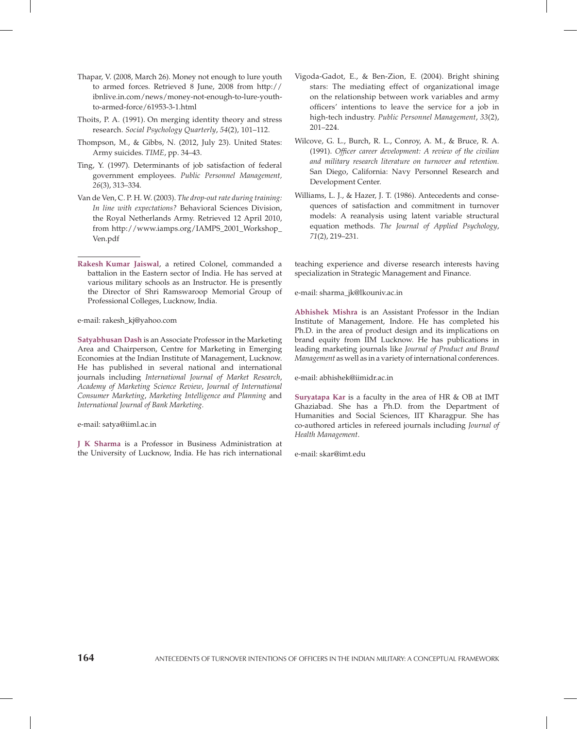Thapar, V. (2008, March 26). Money not enough to lure youth to armed forces. Retrieved 8 June, 2008 from http://ibnlive.in.com/news/money-not-enough-to-lure-youth-to-armed-force/61953-3-1.html

Thoits, P. A. (1991). On merging identity theory and stress research. *Social Psychology Quarterly*, *54*(2), 101–112.

Thompson, M., & Gibbs, N. (2012, July 23). United States: Army suicides. *TIME*, pp. 34–43.

Ting, Y. (1997). Determinants of job satisfaction of federal government employees. *Public Personnel Management, 26*(3), 313–334.

Van de Ven, C. P. H. W. (2003). *The drop-out rate during training: In line with expectations?* Behavioral Sciences Division, the Royal Netherlands Army. Retrieved 12 April 2010, from http://www.iamps.org/IAMPS_2001_Workshop_Ven.pdf

Vigoda-Gadot, E., & Ben-Zion, E. (2004). Bright shining stars: The mediating effect of organizational image on the relationship between work variables and army officers' intentions to leave the service for a job in high-tech industry. *Public Personnel Management*, *33*(2), 201–224.

Wilcove, G. L., Burch, R. L., Conroy, A. M., & Bruce, R. A. (1991). *Officer career development: A review of the civilian and military research literature on turnover and retention.* San Diego, California: Navy Personnel Research and Development Center.

Williams, L. J., & Hazer, J. T. (1986). Antecedents and consequences of satisfaction and commitment in turnover models: A reanalysis using latent variable structural equation methods. *The Journal of Applied Psychology*, *71*(2), 219–231.

---

**Rakesh Kumar Jaiswal**, a retired Colonel, commanded a battalion in the Eastern sector of India. He has served at various military schools as an Instructor. He is presently the Director of Shri Ramswaroop Memorial Group of Professional Colleges, Lucknow, India.

e-mail: rakesh_kj@yahoo.com

**Satyabhusan Dash** is an Associate Professor in the Marketing Area and Chairperson, Centre for Marketing in Emerging Economies at the Indian Institute of Management, Lucknow. He has published in several national and international journals including *International Journal of Market Research*, *Academy of Marketing Science Review*, *Journal of International Consumer Marketing*, *Marketing Intelligence and Planning* and *International Journal of Bank Marketing*.

e-mail: satya@iiml.ac.in

**J K Sharma** is a Professor in Business Administration at the University of Lucknow, India. He has rich international teaching experience and diverse research interests having specialization in Strategic Management and Finance.

e-mail: sharma_jk@lkouniv.ac.in

**Abhishek Mishra** is an Assistant Professor in the Indian Institute of Management, Indore. He has completed his Ph.D. in the area of product design and its implications on brand equity from IIM Lucknow. He has publications in leading marketing journals like *Journal of Product and Brand Management* as well as in a variety of international conferences.

e-mail: abhishek@iimidr.ac.in

**Suryatapa Kar** is a faculty in the area of HR & OB at IMT Ghaziabad. She has a Ph.D. from the Department of Humanities and Social Sciences, IIT Kharagpur. She has co-authored articles in refereed journals including *Journal of Health Management*.

e-mail: skar@imt.edu